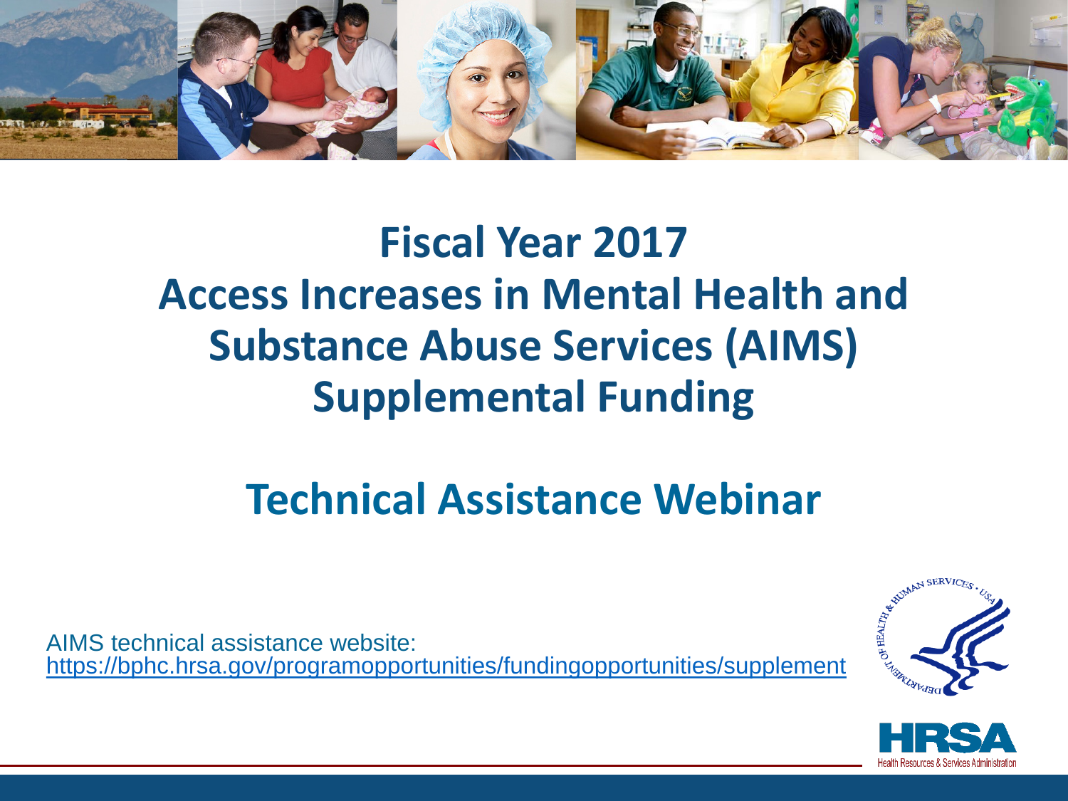# Fiscal Year 2017
# Access Increases in Mental Health and Substance Abuse Services (AIMS) Supplemental Funding

## Technical Assistance Webinar

AIMS technical assistance website:
https://bphc.hrsa.gov/programopportunities/fundingopportunities/supplement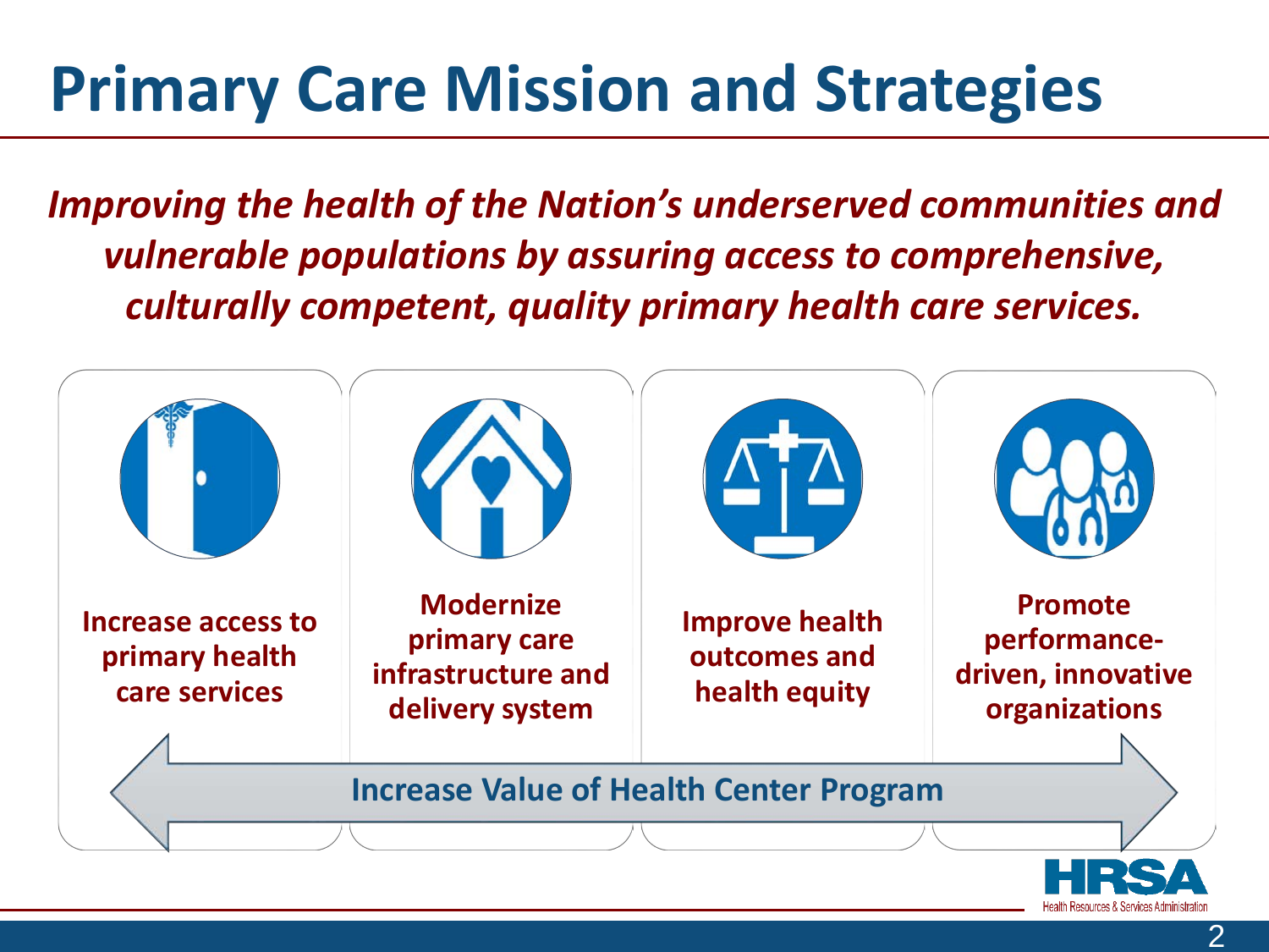# Primary Care Mission and Strategies

***Improving the health of the Nation's underserved communities and vulnerable populations by assuring access to comprehensive, culturally competent, quality primary health care services.***

- **Increase access to primary health care services**
- **Modernize primary care infrastructure and delivery system**
- **Improve health outcomes and health equity**
- **Promote performance-driven, innovative organizations**

**Increase Value of Health Center Program**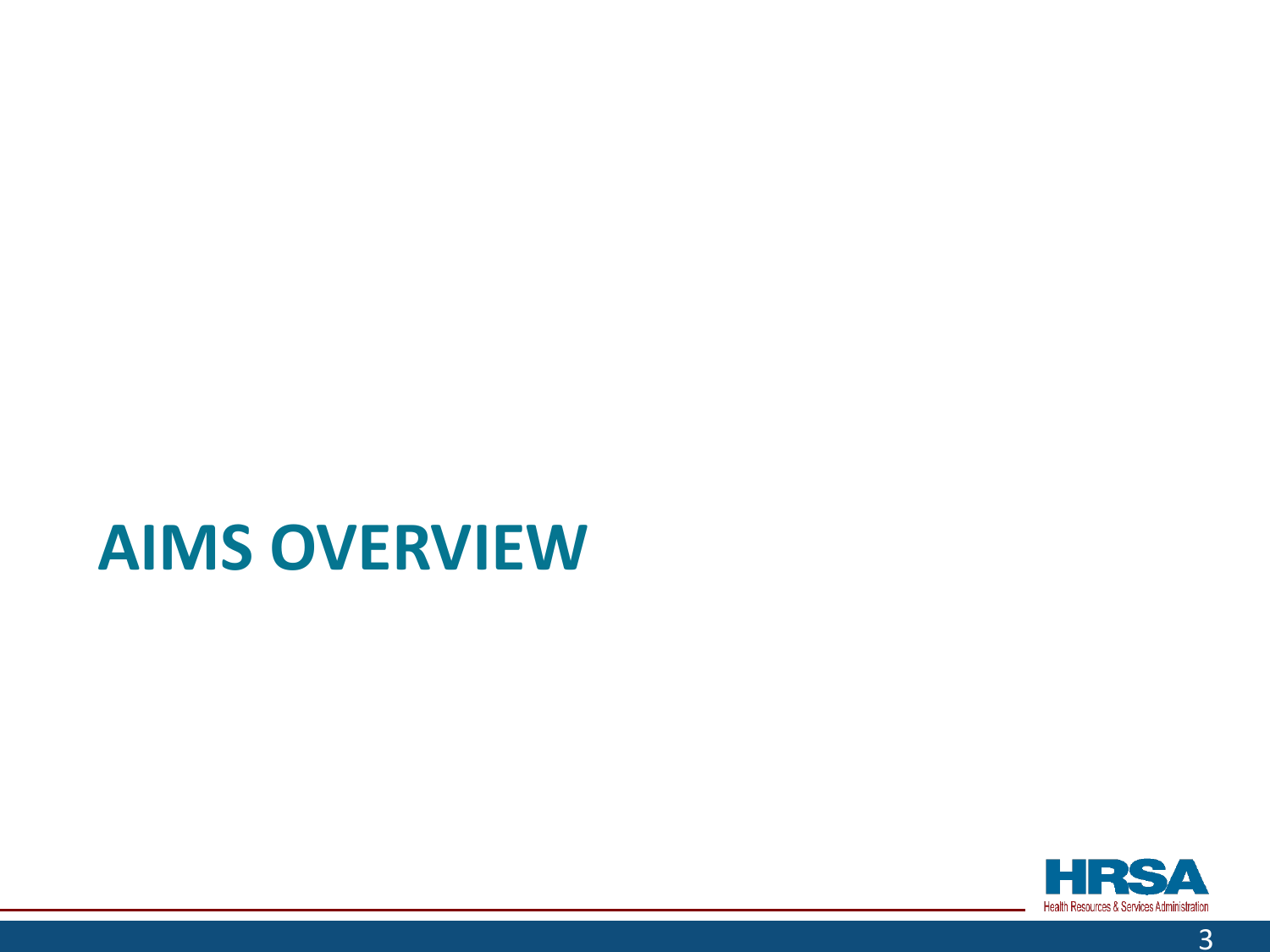# AIMS OVERVIEW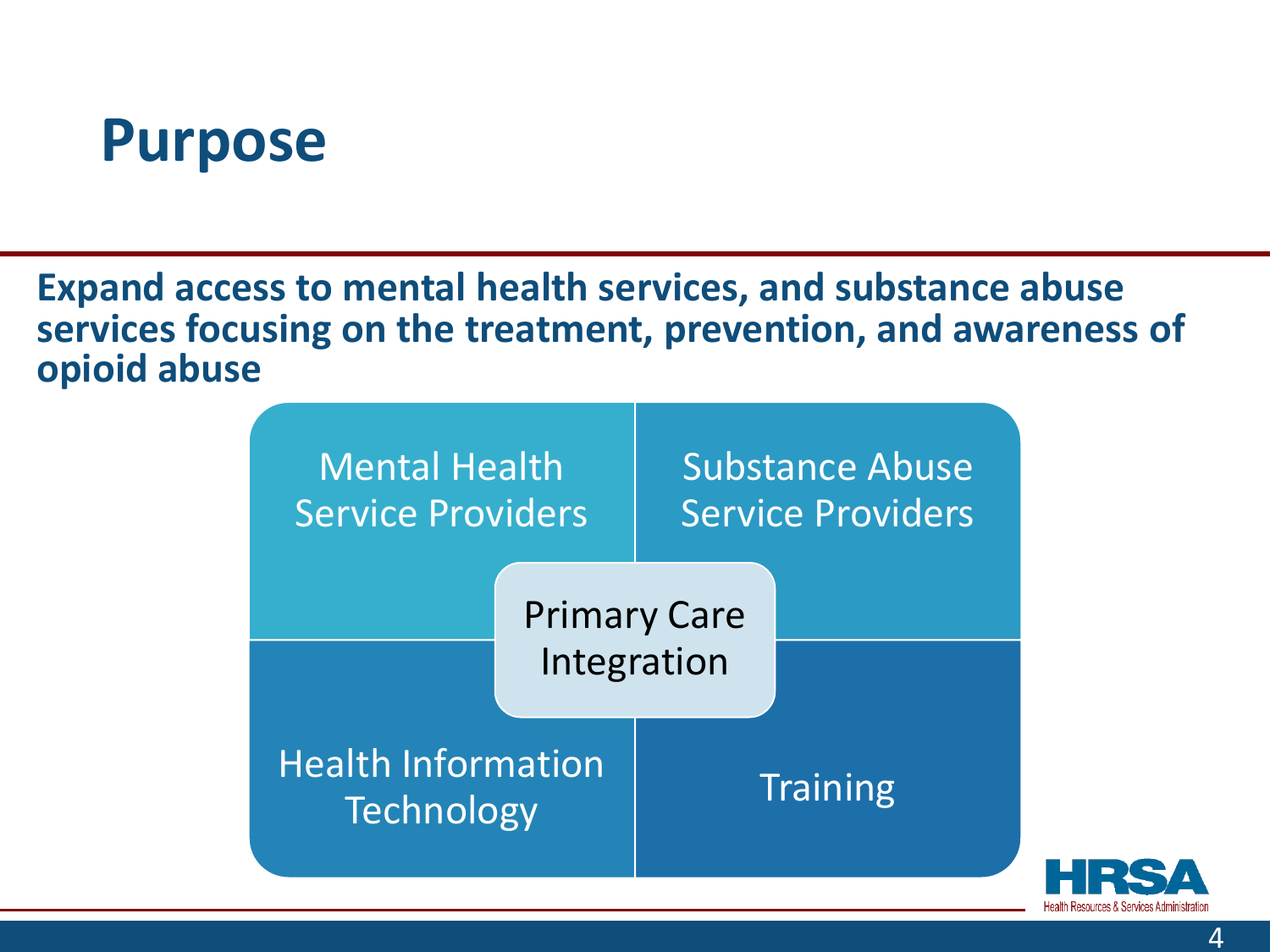# Purpose

**Expand access to mental health services, and substance abuse services focusing on the treatment, prevention, and awareness of opioid abuse**

- Mental Health Service Providers
- Substance Abuse Service Providers
- Primary Care Integration
- Health Information Technology
- Training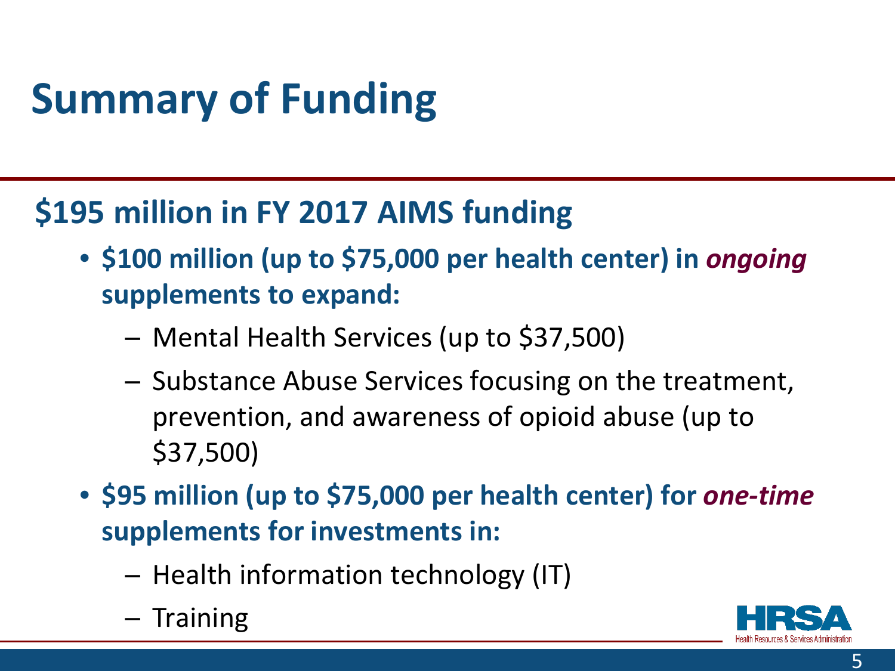# Summary of Funding

## $195 million in FY 2017 AIMS funding

- **$100 million (up to $75,000 per health center) in *ongoing* supplements to expand:**
  - Mental Health Services (up to $37,500)
  - Substance Abuse Services focusing on the treatment, prevention, and awareness of opioid abuse (up to $37,500)
- **$95 million (up to $75,000 per health center) for *one-time* supplements for investments in:**
  - Health information technology (IT)
  - Training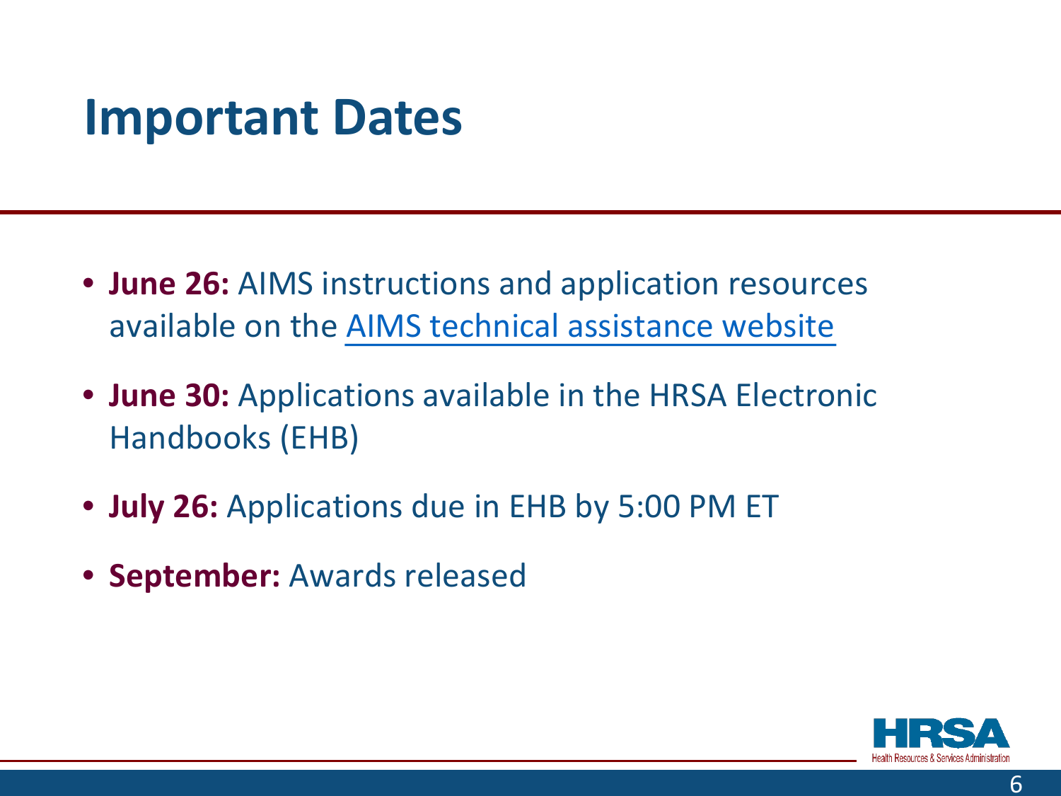# Important Dates

- **June 26:** AIMS instructions and application resources available on the AIMS technical assistance website
- **June 30:** Applications available in the HRSA Electronic Handbooks (EHB)
- **July 26:** Applications due in EHB by 5:00 PM ET
- **September:** Awards released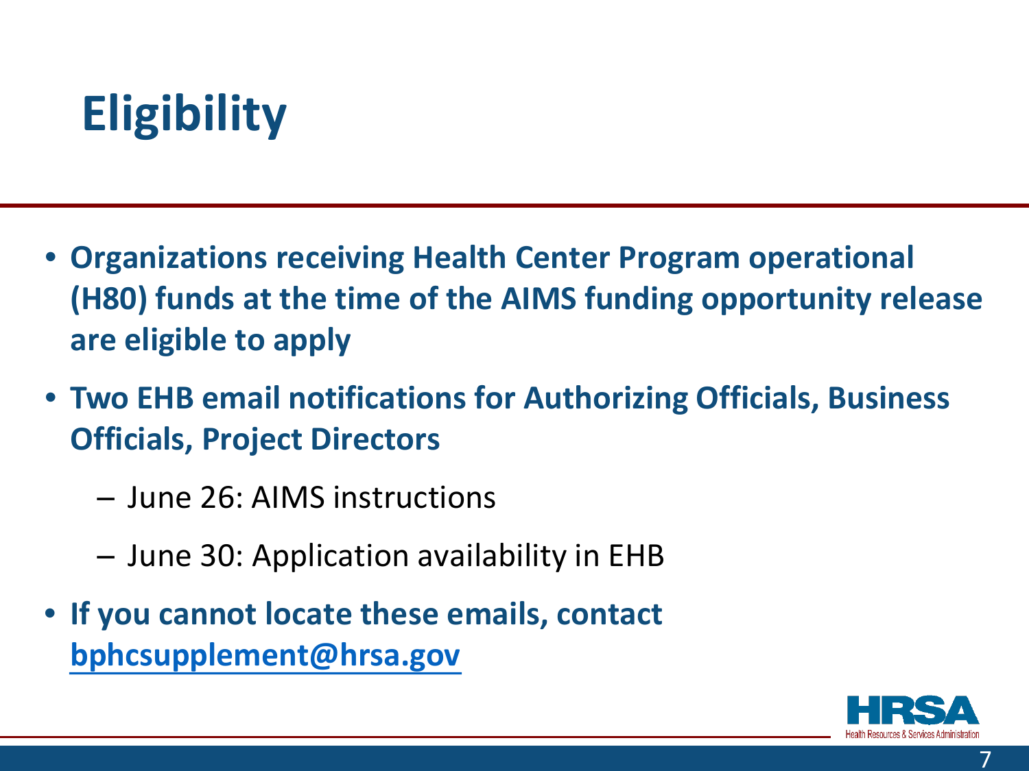# Eligibility

- **Organizations receiving Health Center Program operational (H80) funds at the time of the AIMS funding opportunity release are eligible to apply**
- **Two EHB email notifications for Authorizing Officials, Business Officials, Project Directors**
  - June 26: AIMS instructions
  - June 30: Application availability in EHB
- **If you cannot locate these emails, contact [bphcsupplement@hrsa.gov](mailto:bphcsupplement@hrsa.gov)**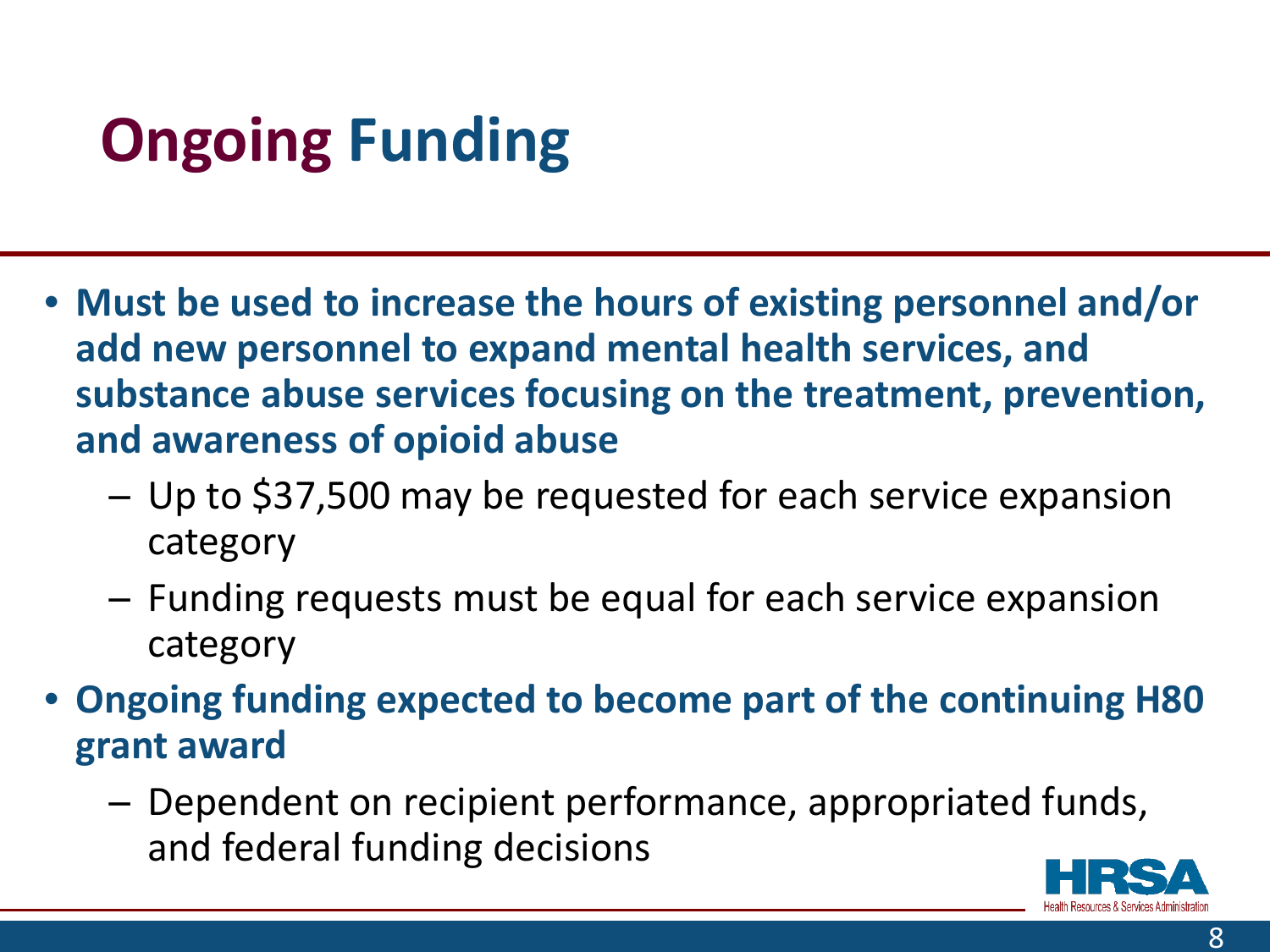# Ongoing Funding

- **Must be used to increase the hours of existing personnel and/or add new personnel to expand mental health services, and substance abuse services focusing on the treatment, prevention, and awareness of opioid abuse**
  - Up to $37,500 may be requested for each service expansion category
  - Funding requests must be equal for each service expansion category
- **Ongoing funding expected to become part of the continuing H80 grant award**
  - Dependent on recipient performance, appropriated funds, and federal funding decisions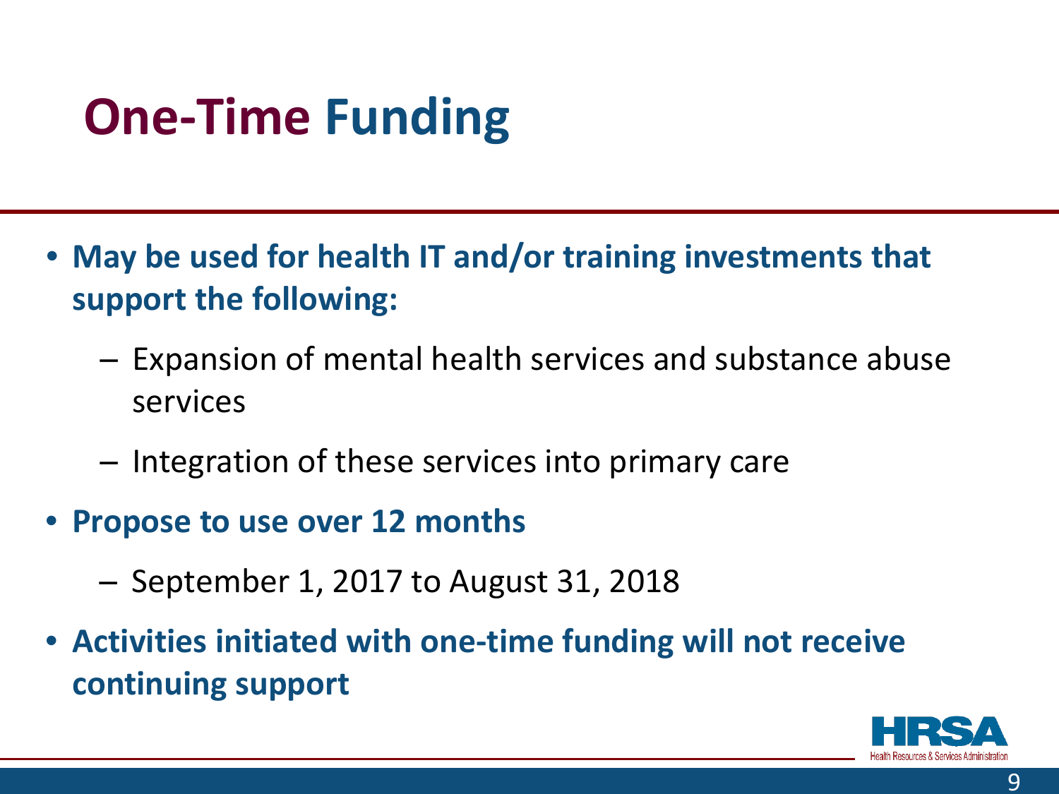# One-Time Funding

- **May be used for health IT and/or training investments that support the following:**
  - Expansion of mental health services and substance abuse services
  - Integration of these services into primary care
- **Propose to use over 12 months**
  - September 1, 2017 to August 31, 2018
- **Activities initiated with one-time funding will not receive continuing support**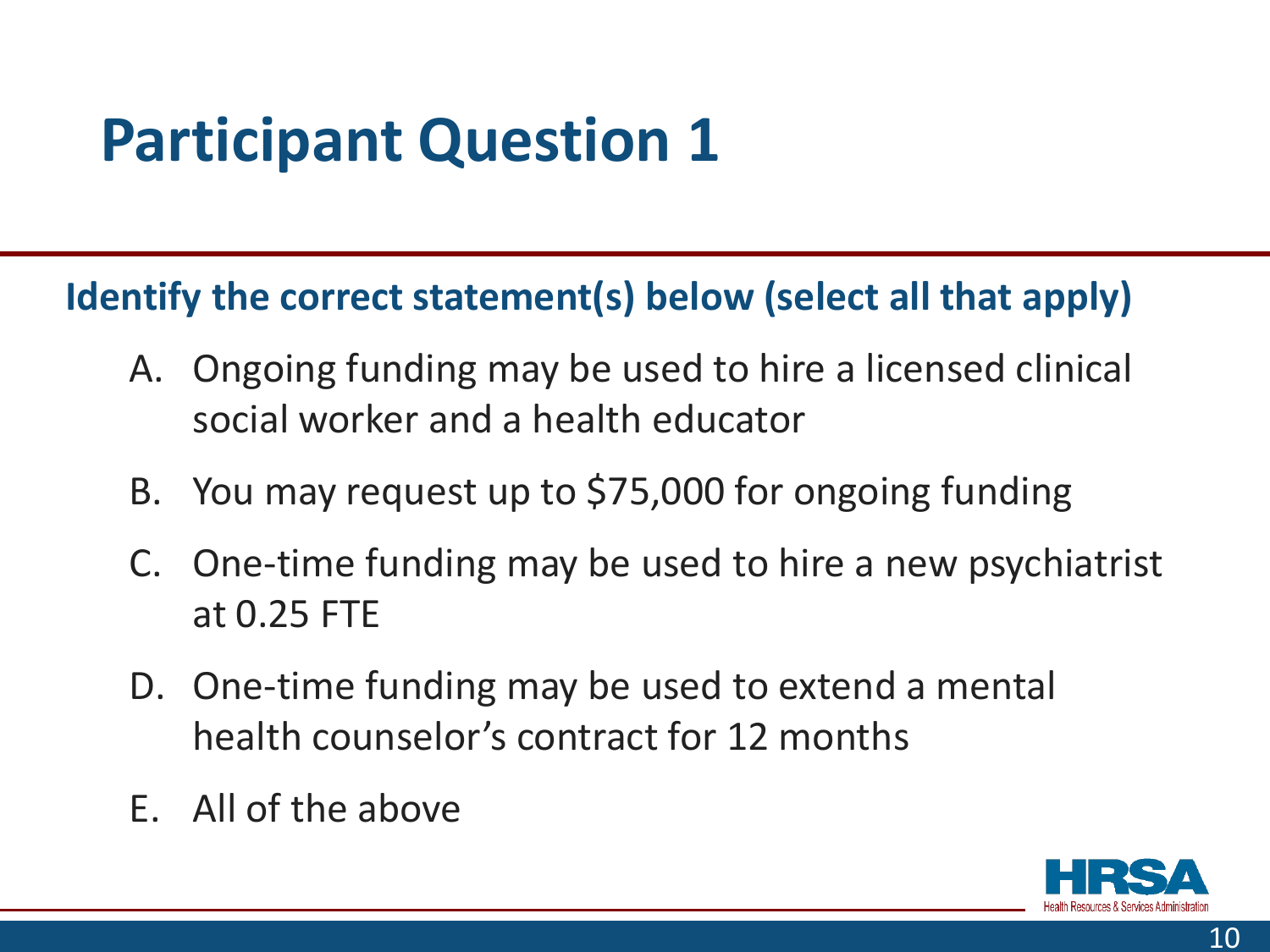# Participant Question 1

**Identify the correct statement(s) below (select all that apply)**

A. Ongoing funding may be used to hire a licensed clinical social worker and a health educator

B. You may request up to $75,000 for ongoing funding

C. One-time funding may be used to hire a new psychiatrist at 0.25 FTE

D. One-time funding may be used to extend a mental health counselor's contract for 12 months

E. All of the above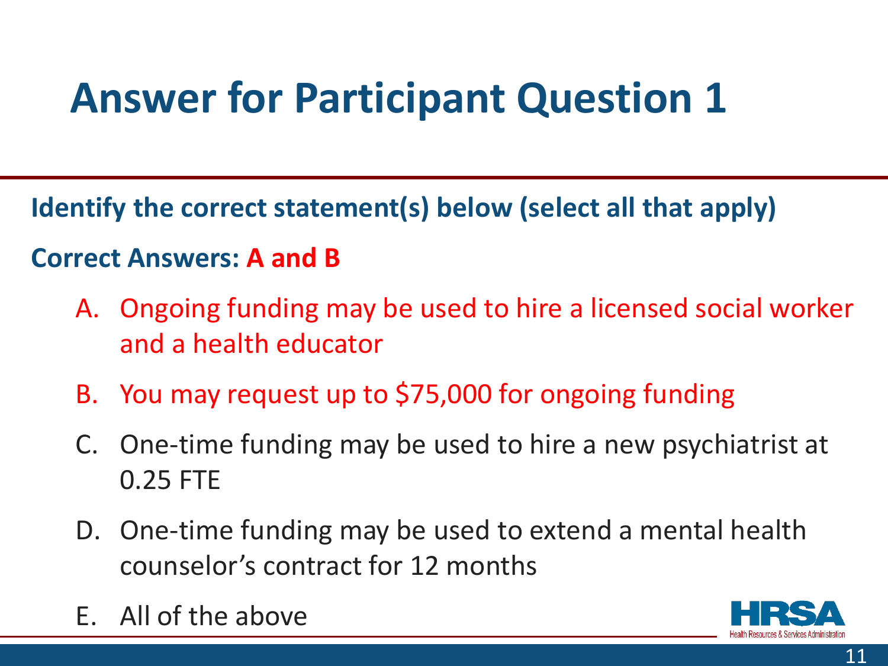# Answer for Participant Question 1

**Identify the correct statement(s) below (select all that apply)**

**Correct Answers: A and B**

A. Ongoing funding may be used to hire a licensed social worker and a health educator

B. You may request up to $75,000 for ongoing funding

C. One-time funding may be used to hire a new psychiatrist at 0.25 FTE

D. One-time funding may be used to extend a mental health counselor's contract for 12 months

E. All of the above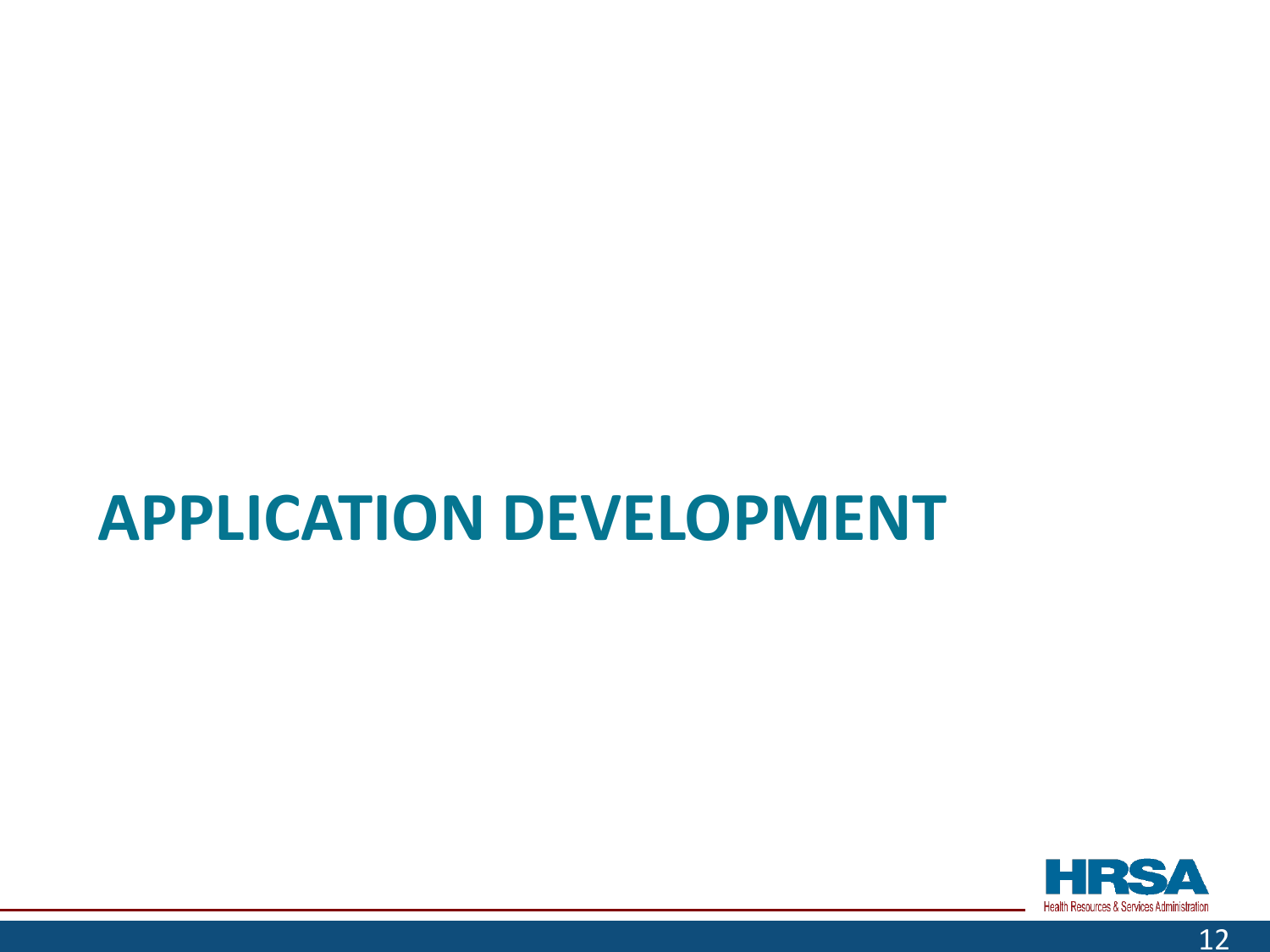# APPLICATION DEVELOPMENT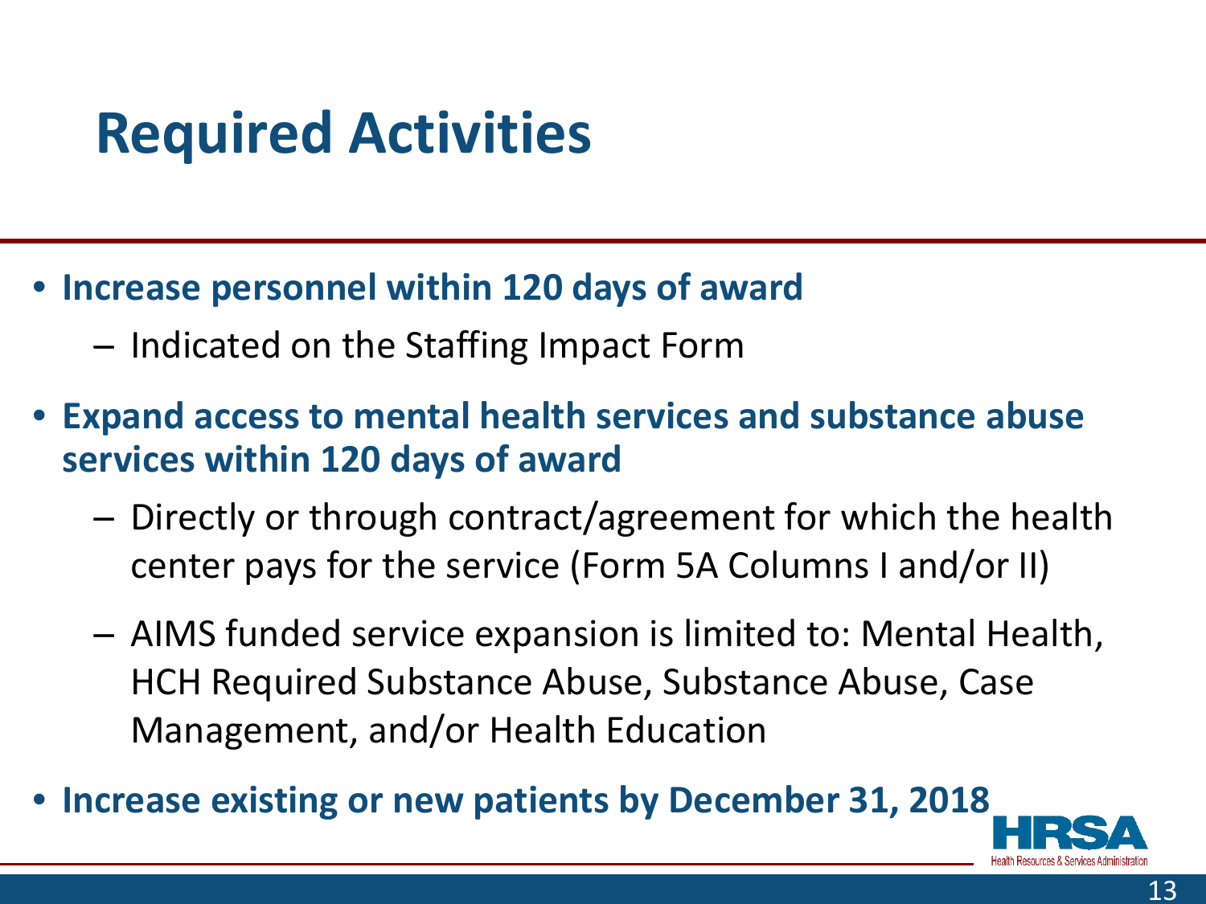# Required Activities

- **Increase personnel within 120 days of award**
  - Indicated on the Staffing Impact Form
- **Expand access to mental health services and substance abuse services within 120 days of award**
  - Directly or through contract/agreement for which the health center pays for the service (Form 5A Columns I and/or II)
  - AIMS funded service expansion is limited to: Mental Health, HCH Required Substance Abuse, Substance Abuse, Case Management, and/or Health Education
- **Increase existing or new patients by December 31, 2018**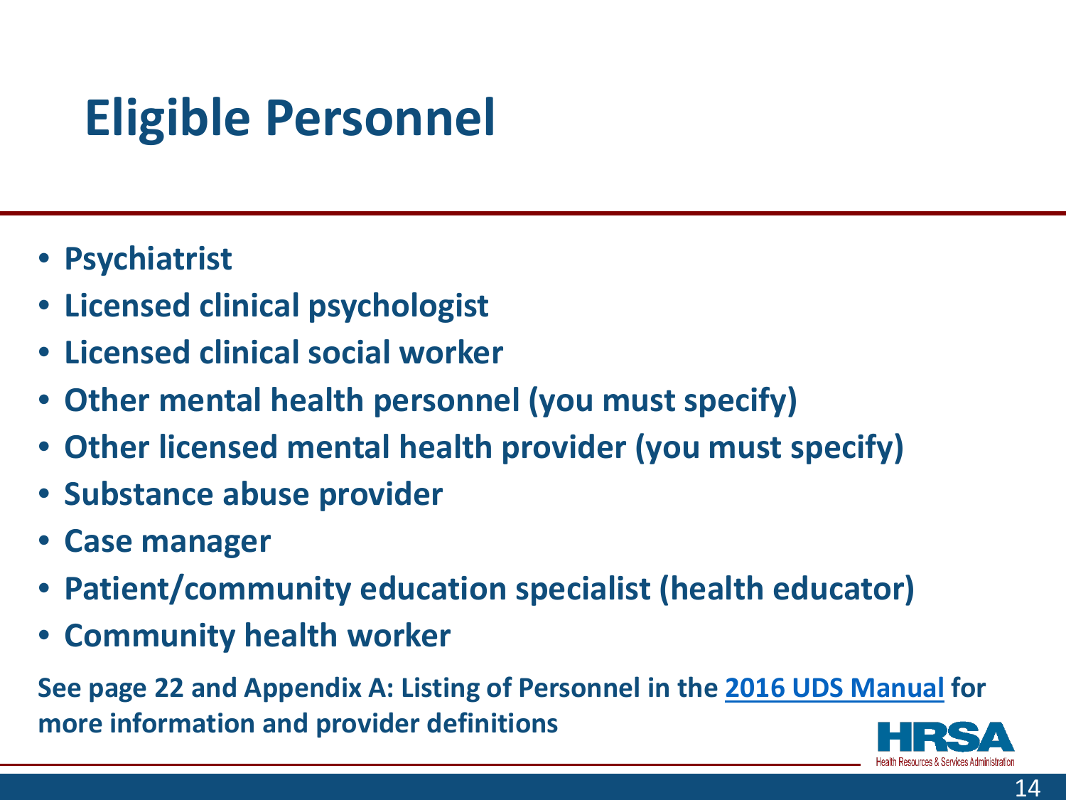# Eligible Personnel

- **Psychiatrist**
- **Licensed clinical psychologist**
- **Licensed clinical social worker**
- **Other mental health personnel (you must specify)**
- **Other licensed mental health provider (you must specify)**
- **Substance abuse provider**
- **Case manager**
- **Patient/community education specialist (health educator)**
- **Community health worker**

**See page 22 and Appendix A: Listing of Personnel in the 2016 UDS Manual for more information and provider definitions**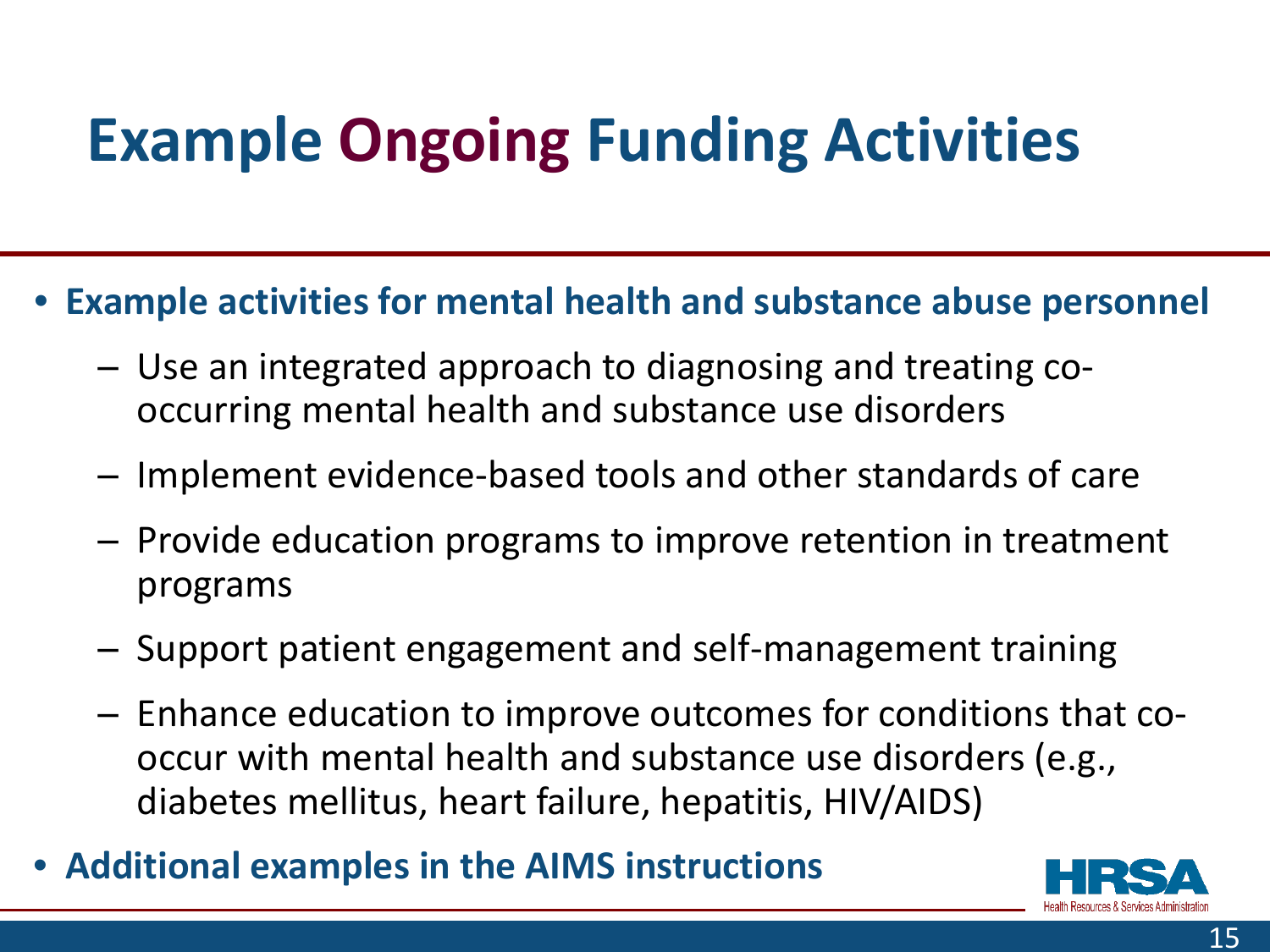# Example Ongoing Funding Activities

- **Example activities for mental health and substance abuse personnel**
  - Use an integrated approach to diagnosing and treating co-occurring mental health and substance use disorders
  - Implement evidence-based tools and other standards of care
  - Provide education programs to improve retention in treatment programs
  - Support patient engagement and self-management training
  - Enhance education to improve outcomes for conditions that co-occur with mental health and substance use disorders (e.g., diabetes mellitus, heart failure, hepatitis, HIV/AIDS)
- **Additional examples in the AIMS instructions**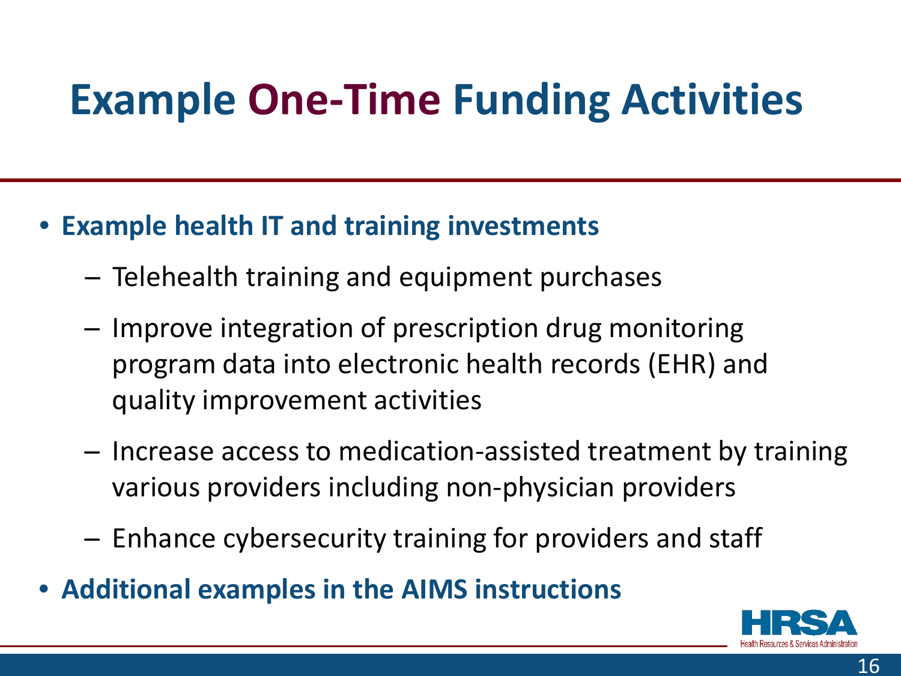# Example One-Time Funding Activities

- **Example health IT and training investments**
  - Telehealth training and equipment purchases
  - Improve integration of prescription drug monitoring program data into electronic health records (EHR) and quality improvement activities
  - Increase access to medication-assisted treatment by training various providers including non-physician providers
  - Enhance cybersecurity training for providers and staff
- **Additional examples in the AIMS instructions**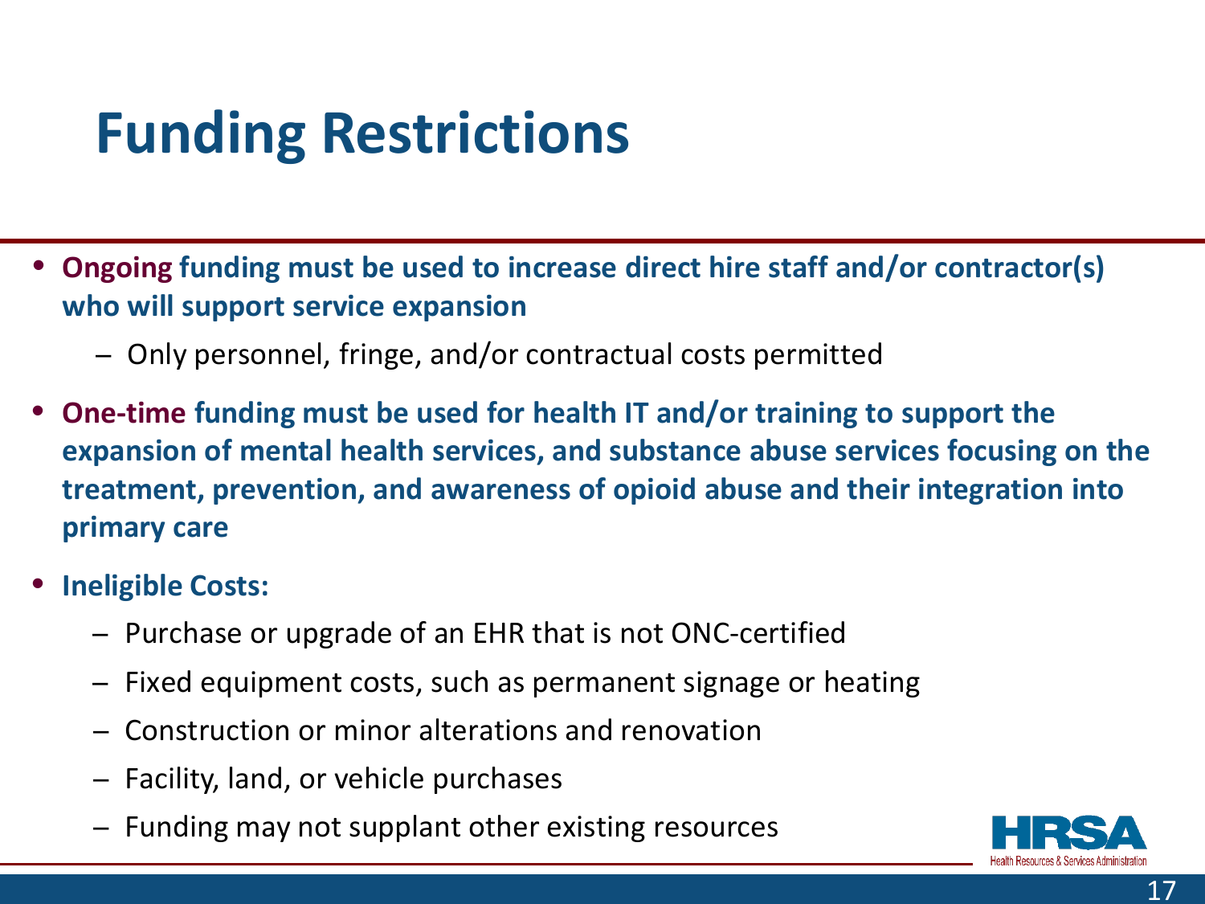# Funding Restrictions

- **Ongoing funding must be used to increase direct hire staff and/or contractor(s) who will support service expansion**
  - Only personnel, fringe, and/or contractual costs permitted
- **One-time funding must be used for health IT and/or training to support the expansion of mental health services, and substance abuse services focusing on the treatment, prevention, and awareness of opioid abuse and their integration into primary care**
- **Ineligible Costs:**
  - Purchase or upgrade of an EHR that is not ONC-certified
  - Fixed equipment costs, such as permanent signage or heating
  - Construction or minor alterations and renovation
  - Facility, land, or vehicle purchases
  - Funding may not supplant other existing resources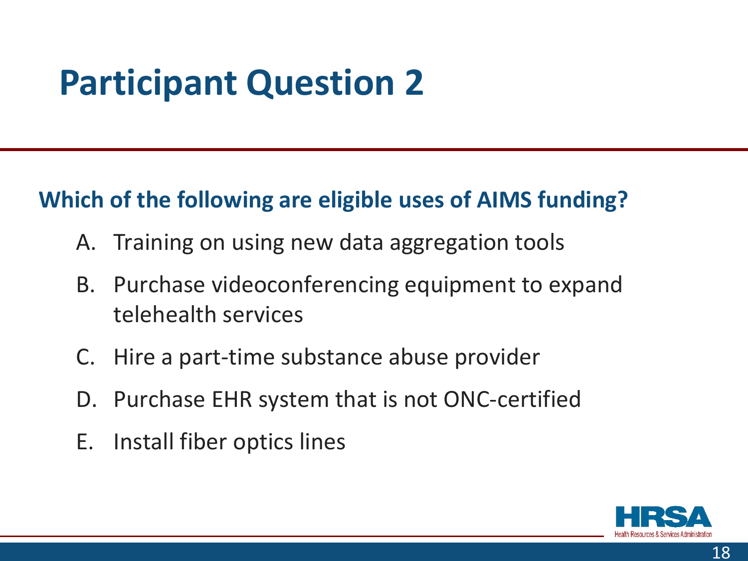# Participant Question 2

**Which of the following are eligible uses of AIMS funding?**

A. Training on using new data aggregation tools

B. Purchase videoconferencing equipment to expand telehealth services

C. Hire a part-time substance abuse provider

D. Purchase EHR system that is not ONC-certified

E. Install fiber optics lines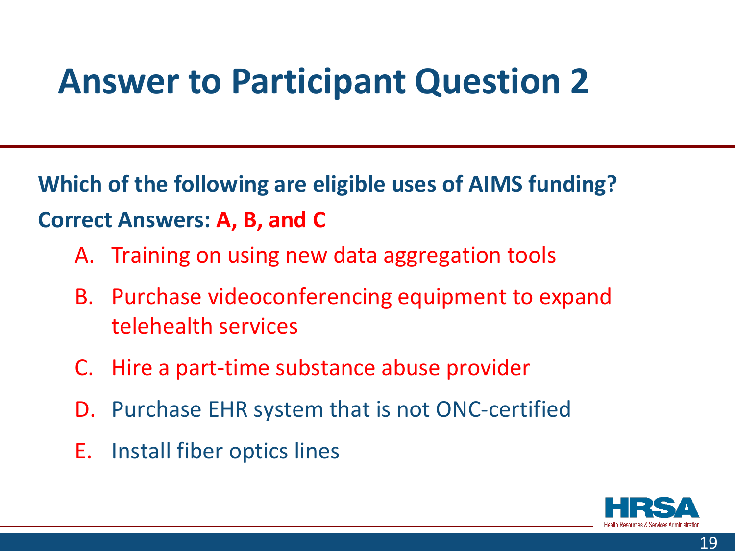# Answer to Participant Question 2

**Which of the following are eligible uses of AIMS funding?**

**Correct Answers: A, B, and C**

A. Training on using new data aggregation tools
B. Purchase videoconferencing equipment to expand telehealth services
C. Hire a part-time substance abuse provider
D. Purchase EHR system that is not ONC-certified
E. Install fiber optics lines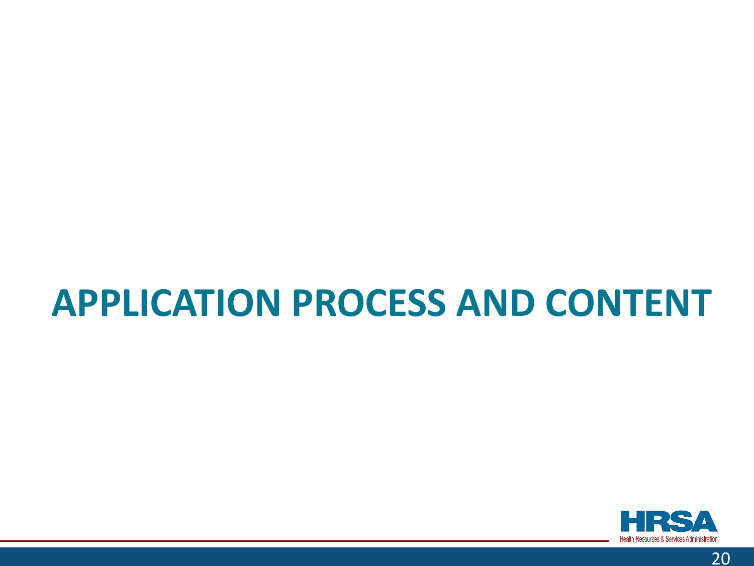# APPLICATION PROCESS AND CONTENT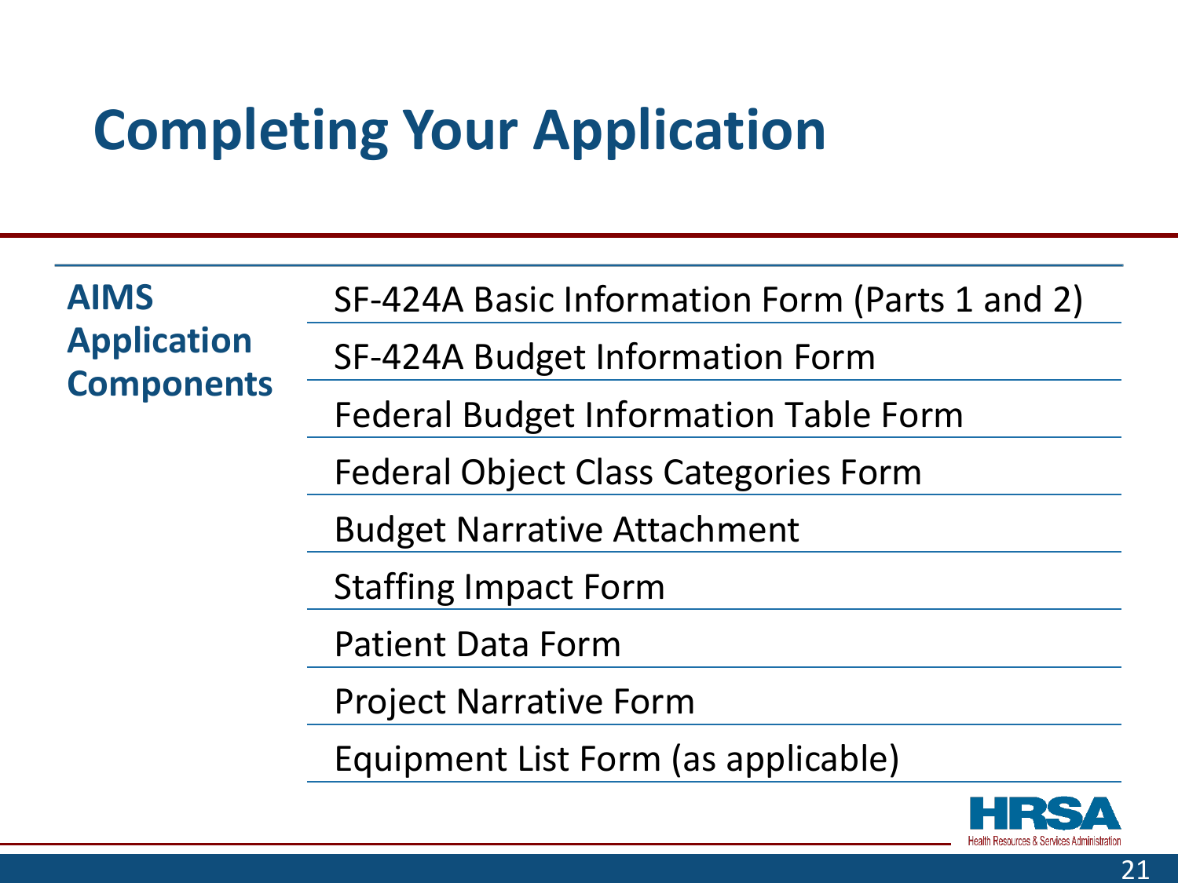# Completing Your Application

| **AIMS Application Components** | |
|---|---|
| | SF-424A Basic Information Form (Parts 1 and 2) |
| | SF-424A Budget Information Form |
| | Federal Budget Information Table Form |
| | Federal Object Class Categories Form |
| | Budget Narrative Attachment |
| | Staffing Impact Form |
| | Patient Data Form |
| | Project Narrative Form |
| | Equipment List Form (as applicable) |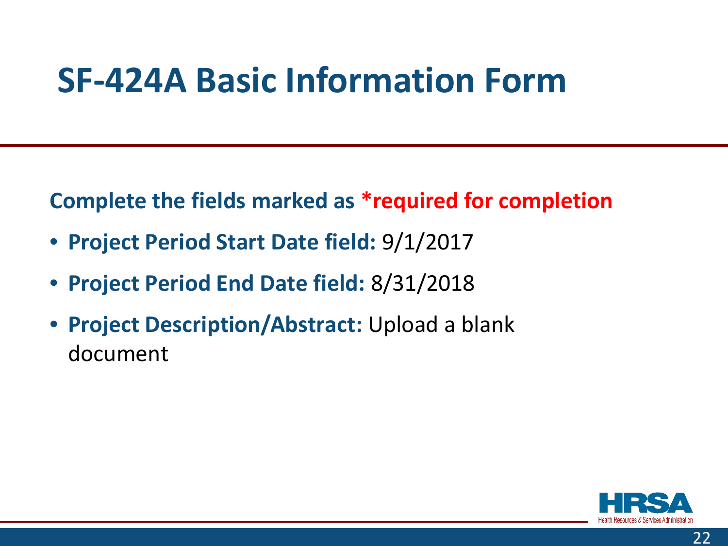# SF-424A Basic Information Form

**Complete the fields marked as *required for completion**

- **Project Period Start Date field:** 9/1/2017
- **Project Period End Date field:** 8/31/2018
- **Project Description/Abstract:** Upload a blank document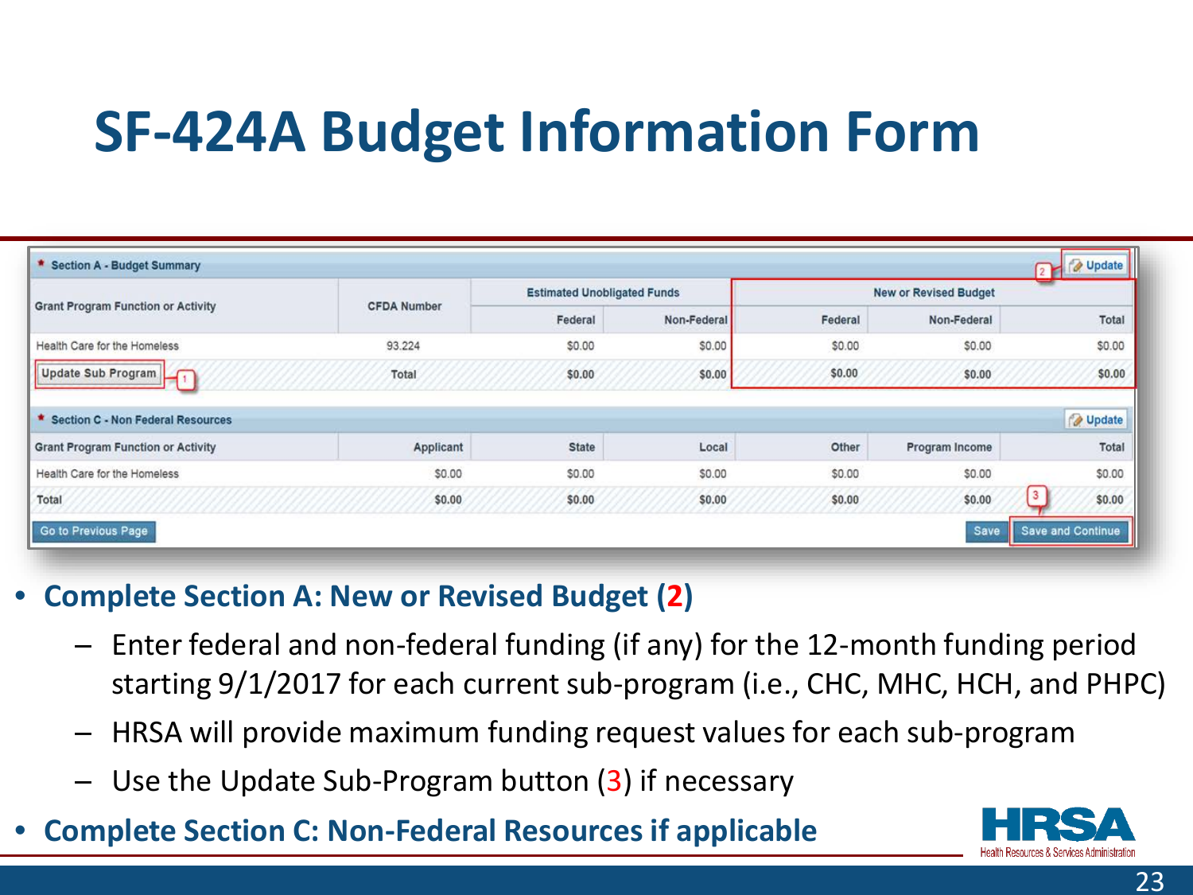# SF-424A Budget Information Form

**\* Section A - Budget Summary** — Update

| Grant Program Function or Activity | CFDA Number | Estimated Unobligated Funds | | New or Revised Budget | | |
|---|---|---|---|---|---|---|
| | | Federal | Non-Federal | Federal | Non-Federal | Total |
| Health Care for the Homeless | 93.224 | $0.00 | $0.00 | $0.00 | $0.00 | $0.00 |
| Update Sub Program | Total | $0.00 | $0.00 | $0.00 | $0.00 | $0.00 |

**\* Section C - Non Federal Resources** — Update

| Grant Program Function or Activity | Applicant | State | Local | Other | Program Income | Total |
|---|---|---|---|---|---|---|
| Health Care for the Homeless | $0.00 | $0.00 | $0.00 | $0.00 | $0.00 | $0.00 |
| Total | $0.00 | $0.00 | $0.00 | $0.00 | $0.00 | $0.00 |

Go to Previous Page | Save | Save and Continue

- **Complete Section A: New or Revised Budget (2)**
  - Enter federal and non-federal funding (if any) for the 12-month funding period starting 9/1/2017 for each current sub-program (i.e., CHC, MHC, HCH, and PHPC)
  - HRSA will provide maximum funding request values for each sub-program
  - Use the Update Sub-Program button (3) if necessary
- **Complete Section C: Non-Federal Resources if applicable**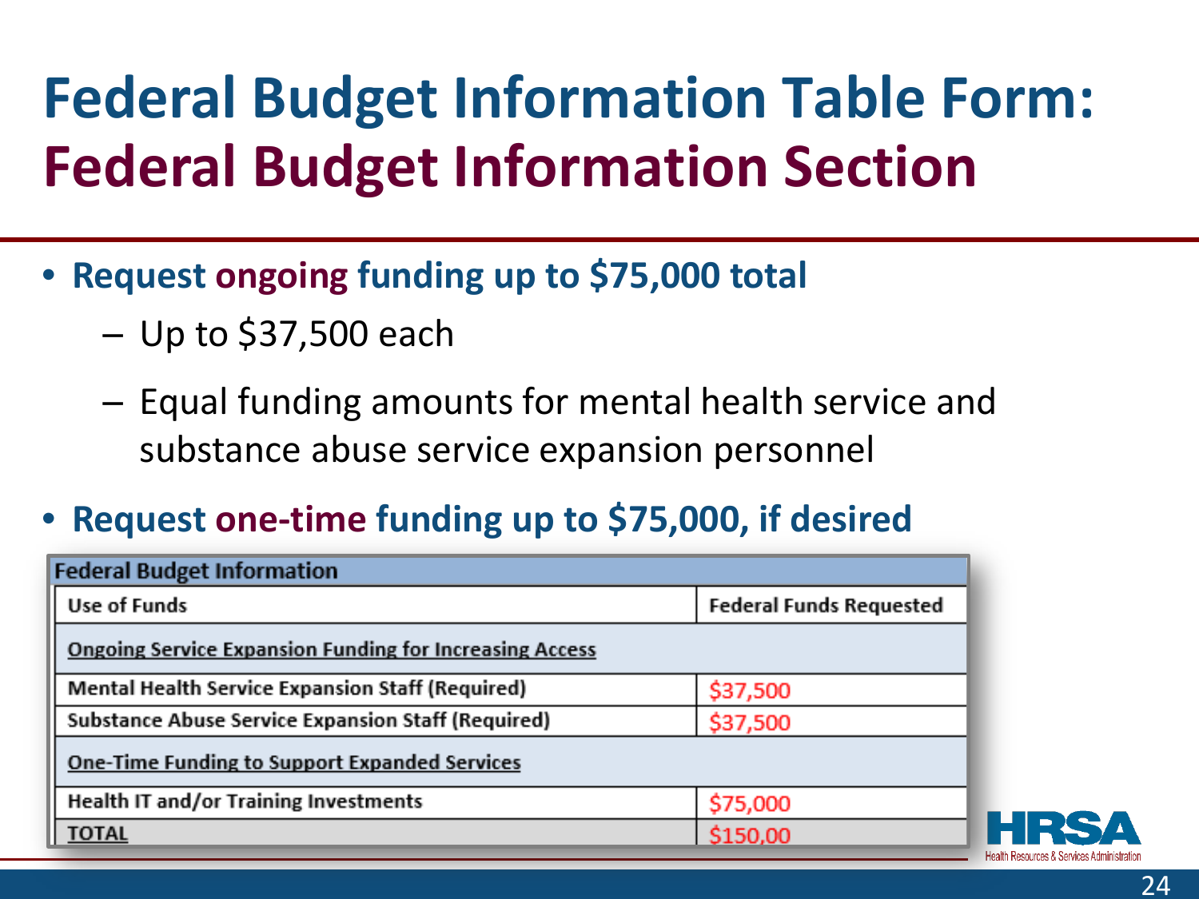# Federal Budget Information Table Form: Federal Budget Information Section

- **Request ongoing funding up to $75,000 total**
  - Up to $37,500 each
  - Equal funding amounts for mental health service and substance abuse service expansion personnel
- **Request one-time funding up to $75,000, if desired**

| Federal Budget Information | |
|---|---|
| Use of Funds | Federal Funds Requested |
| Ongoing Service Expansion Funding for Increasing Access | |
| Mental Health Service Expansion Staff (Required) | $37,500 |
| Substance Abuse Service Expansion Staff (Required) | $37,500 |
| One-Time Funding to Support Expanded Services | |
| Health IT and/or Training Investments | $75,000 |
| TOTAL | $150,00 |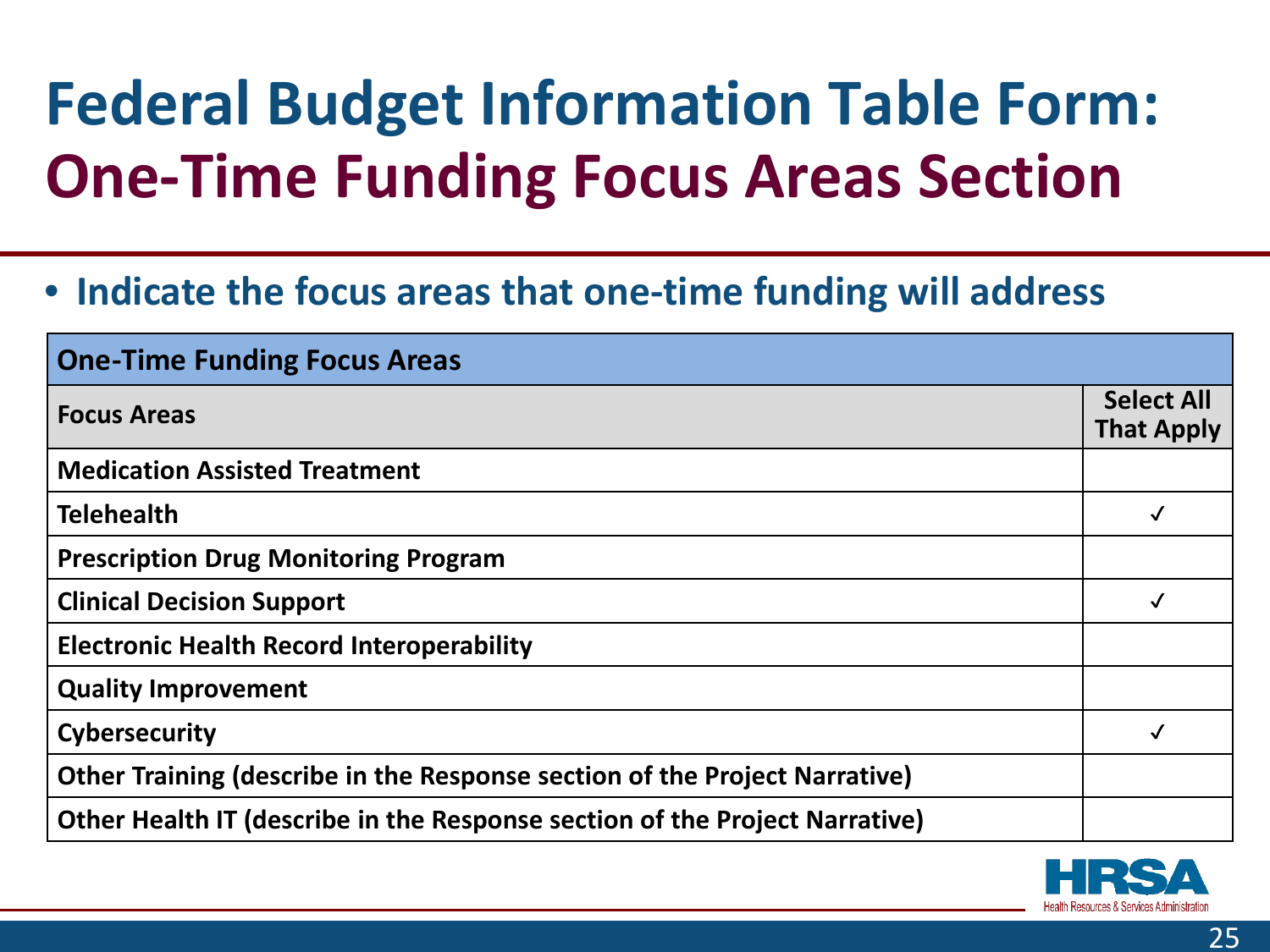# Federal Budget Information Table Form: One-Time Funding Focus Areas Section

- **Indicate the focus areas that one-time funding will address**

| One-Time Funding Focus Areas | |
|---|---|
| **Focus Areas** | **Select All That Apply** |
| **Medication Assisted Treatment** | |
| **Telehealth** | ✓ |
| **Prescription Drug Monitoring Program** | |
| **Clinical Decision Support** | ✓ |
| **Electronic Health Record Interoperability** | |
| **Quality Improvement** | |
| **Cybersecurity** | ✓ |
| **Other Training (describe in the Response section of the Project Narrative)** | |
| **Other Health IT (describe in the Response section of the Project Narrative)** | |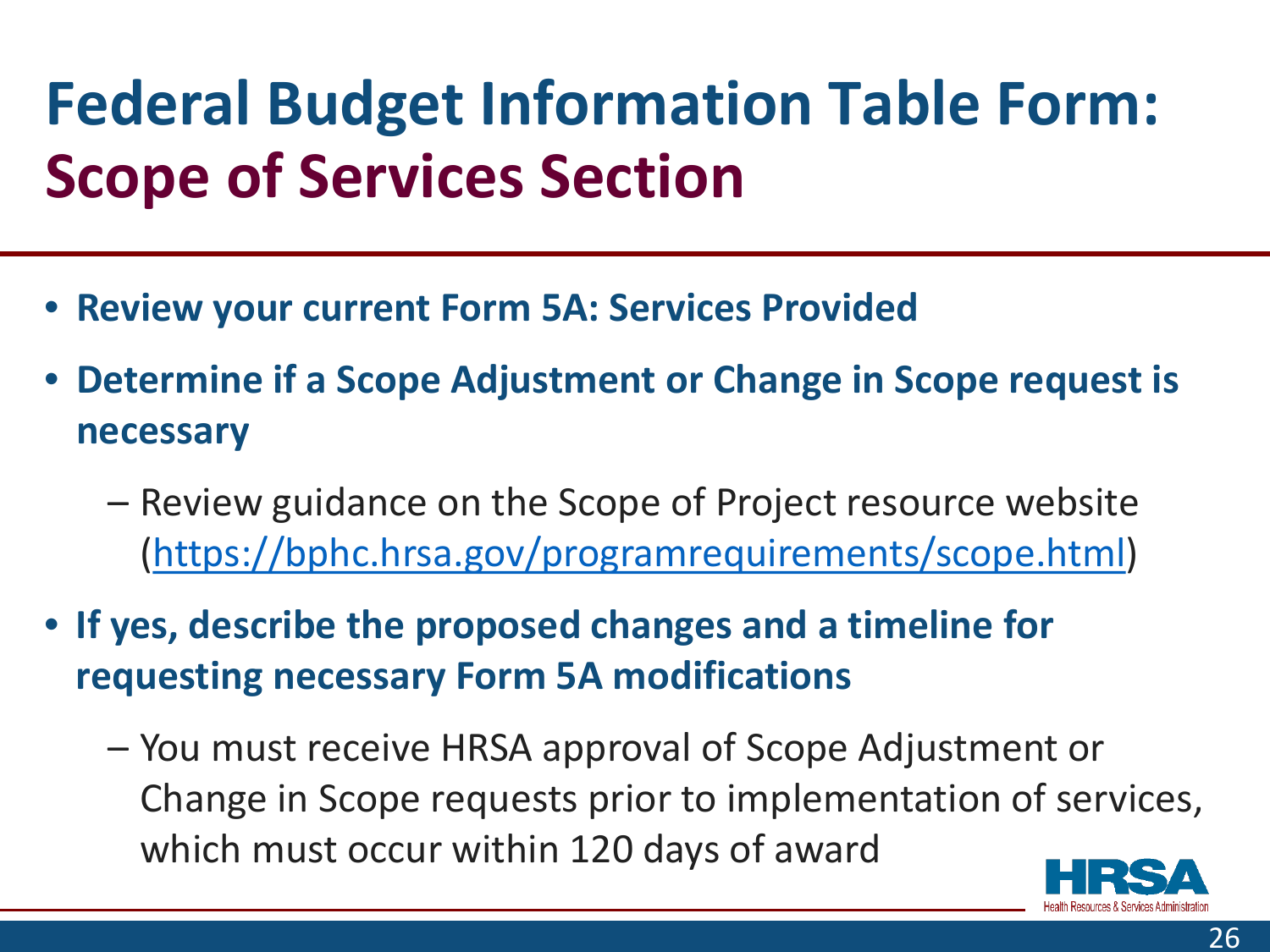# Federal Budget Information Table Form: Scope of Services Section

- **Review your current Form 5A: Services Provided**
- **Determine if a Scope Adjustment or Change in Scope request is necessary**
  - Review guidance on the Scope of Project resource website (https://bphc.hrsa.gov/programrequirements/scope.html)
- **If yes, describe the proposed changes and a timeline for requesting necessary Form 5A modifications**
  - You must receive HRSA approval of Scope Adjustment or Change in Scope requests prior to implementation of services, which must occur within 120 days of award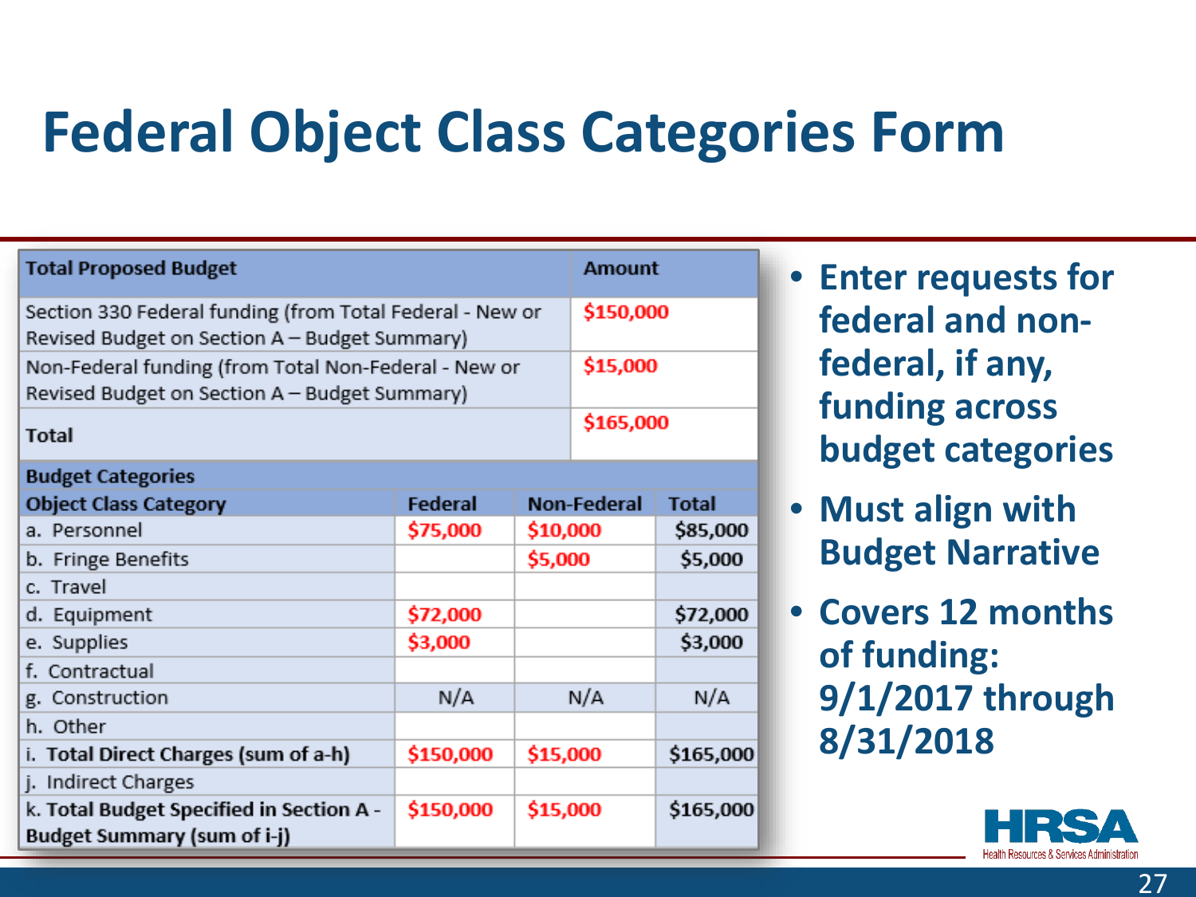# Federal Object Class Categories Form

| Total Proposed Budget | | | Amount |
|---|---|---|---|
| Section 330 Federal funding (from Total Federal - New or Revised Budget on Section A – Budget Summary) | | | $150,000 |
| Non-Federal funding (from Total Non-Federal - New or Revised Budget on Section A – Budget Summary) | | | $15,000 |
| Total | | | $165,000 |

| Budget Categories | | | |
|---|---|---|---|
| Object Class Category | Federal | Non-Federal | Total |
| a. Personnel | $75,000 | $10,000 | $85,000 |
| b. Fringe Benefits | | $5,000 | $5,000 |
| c. Travel | | | |
| d. Equipment | $72,000 | | $72,000 |
| e. Supplies | $3,000 | | $3,000 |
| f. Contractual | | | |
| g. Construction | N/A | N/A | N/A |
| h. Other | | | |
| i. Total Direct Charges (sum of a-h) | $150,000 | $15,000 | $165,000 |
| j. Indirect Charges | | | |
| k. Total Budget Specified in Section A - Budget Summary (sum of i-j) | $150,000 | $15,000 | $165,000 |

- **Enter requests for federal and non-federal, if any, funding across budget categories**
- **Must align with Budget Narrative**
- **Covers 12 months of funding: 9/1/2017 through 8/31/2018**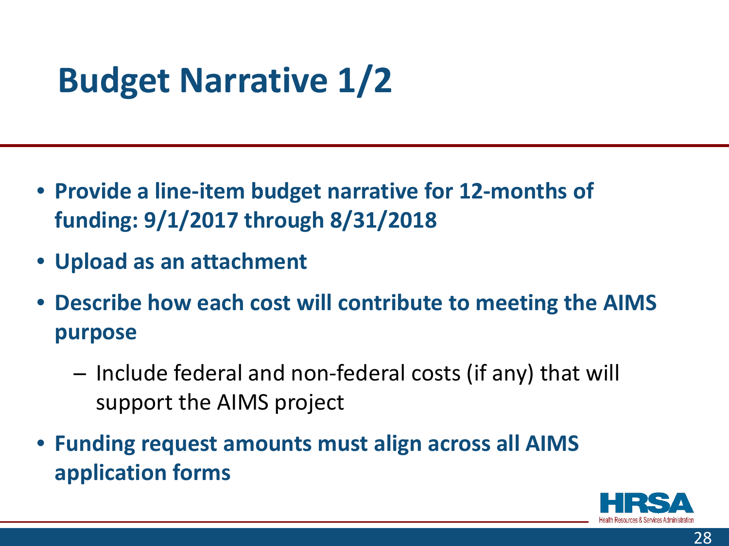# Budget Narrative 1/2

- **Provide a line-item budget narrative for 12-months of funding: 9/1/2017 through 8/31/2018**
- **Upload as an attachment**
- **Describe how each cost will contribute to meeting the AIMS purpose**
  - Include federal and non-federal costs (if any) that will support the AIMS project
- **Funding request amounts must align across all AIMS application forms**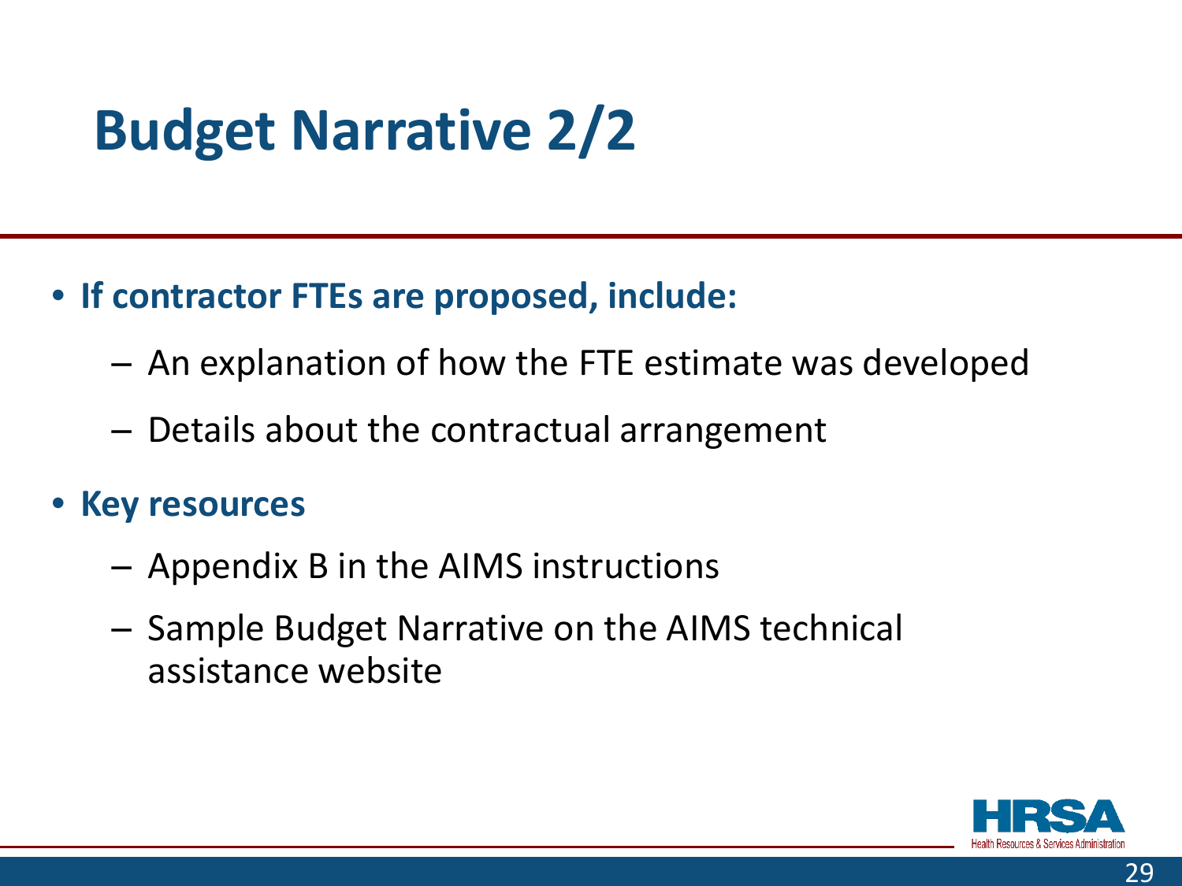# Budget Narrative 2/2

- **If contractor FTEs are proposed, include:**
  - An explanation of how the FTE estimate was developed
  - Details about the contractual arrangement
- **Key resources**
  - Appendix B in the AIMS instructions
  - Sample Budget Narrative on the AIMS technical assistance website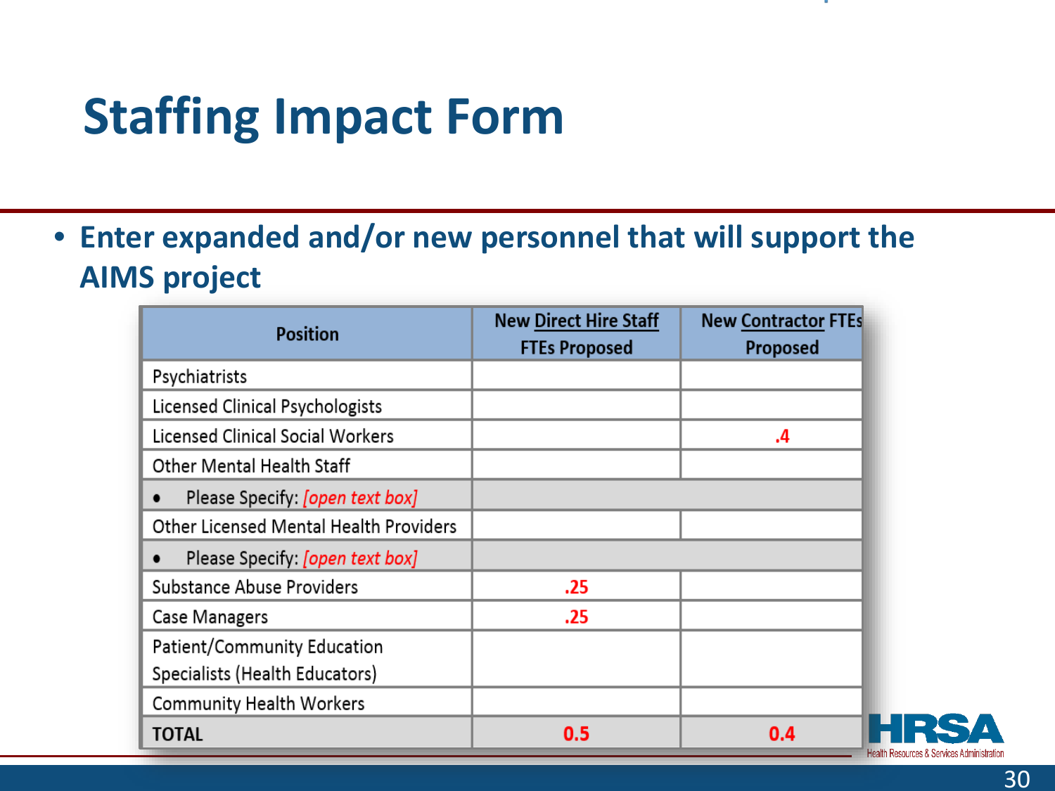# Staffing Impact Form

- **Enter expanded and/or new personnel that will support the AIMS project**

| Position | New Direct Hire Staff FTEs Proposed | New Contractor FTEs Proposed |
|---|---|---|
| Psychiatrists | | |
| Licensed Clinical Psychologists | | |
| Licensed Clinical Social Workers | | .4 |
| Other Mental Health Staff | | |
| • Please Specify: *[open text box]* | | |
| Other Licensed Mental Health Providers | | |
| • Please Specify: *[open text box]* | | |
| Substance Abuse Providers | .25 | |
| Case Managers | .25 | |
| Patient/Community Education Specialists (Health Educators) | | |
| Community Health Workers | | |
| **TOTAL** | **0.5** | **0.4** |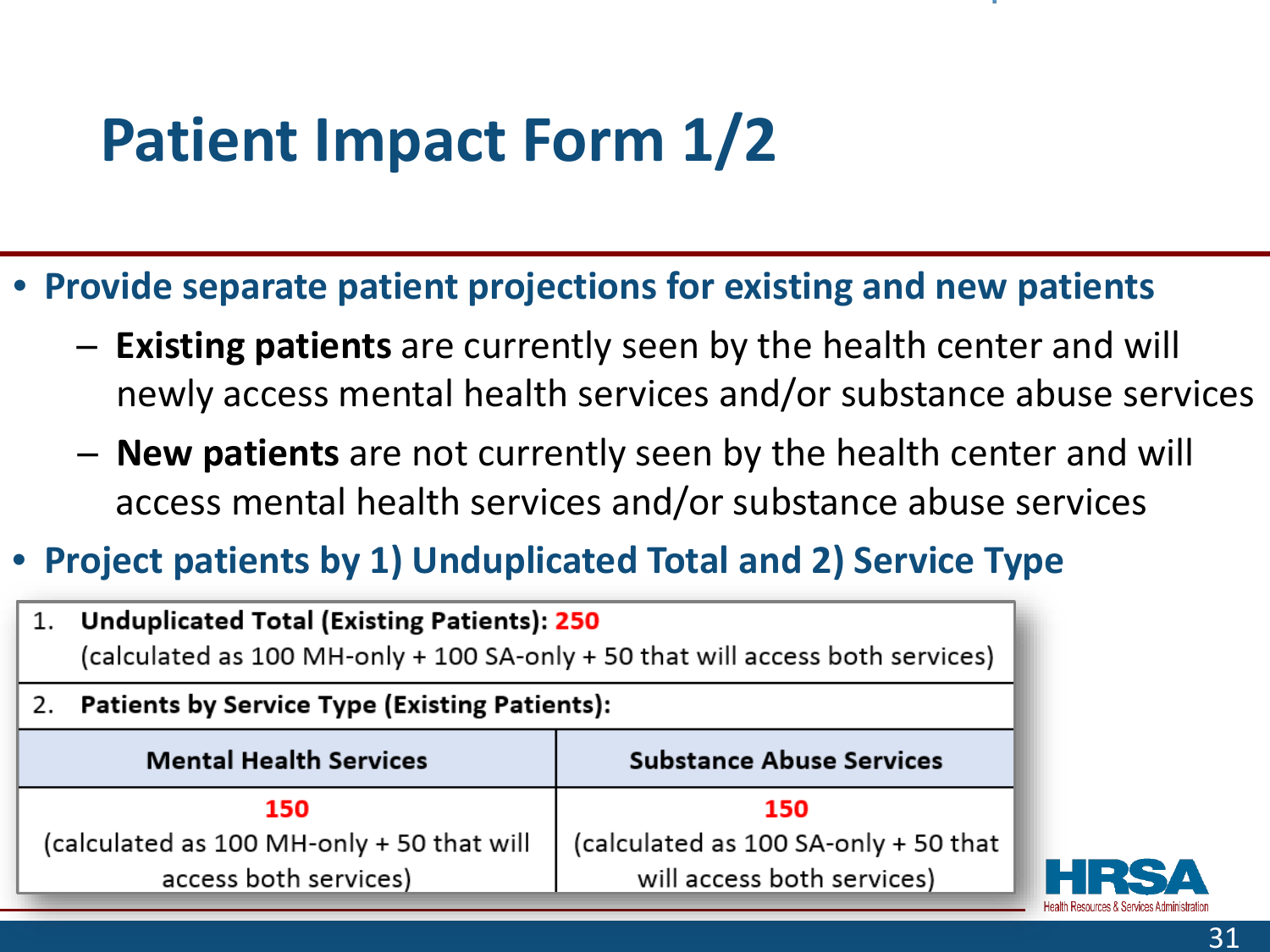# Patient Impact Form 1/2

- **Provide separate patient projections for existing and new patients**
  - **Existing patients** are currently seen by the health center and will newly access mental health services and/or substance abuse services
  - **New patients** are not currently seen by the health center and will access mental health services and/or substance abuse services
- **Project patients by 1) Unduplicated Total and 2) Service Type**

| 1. **Unduplicated Total (Existing Patients): 250** (calculated as 100 MH-only + 100 SA-only + 50 that will access both services) | |
|---|---|
| 2. **Patients by Service Type (Existing Patients):** | |
| **Mental Health Services** | **Substance Abuse Services** |
| **150** (calculated as 100 MH-only + 50 that will access both services) | **150** (calculated as 100 SA-only + 50 that will access both services) |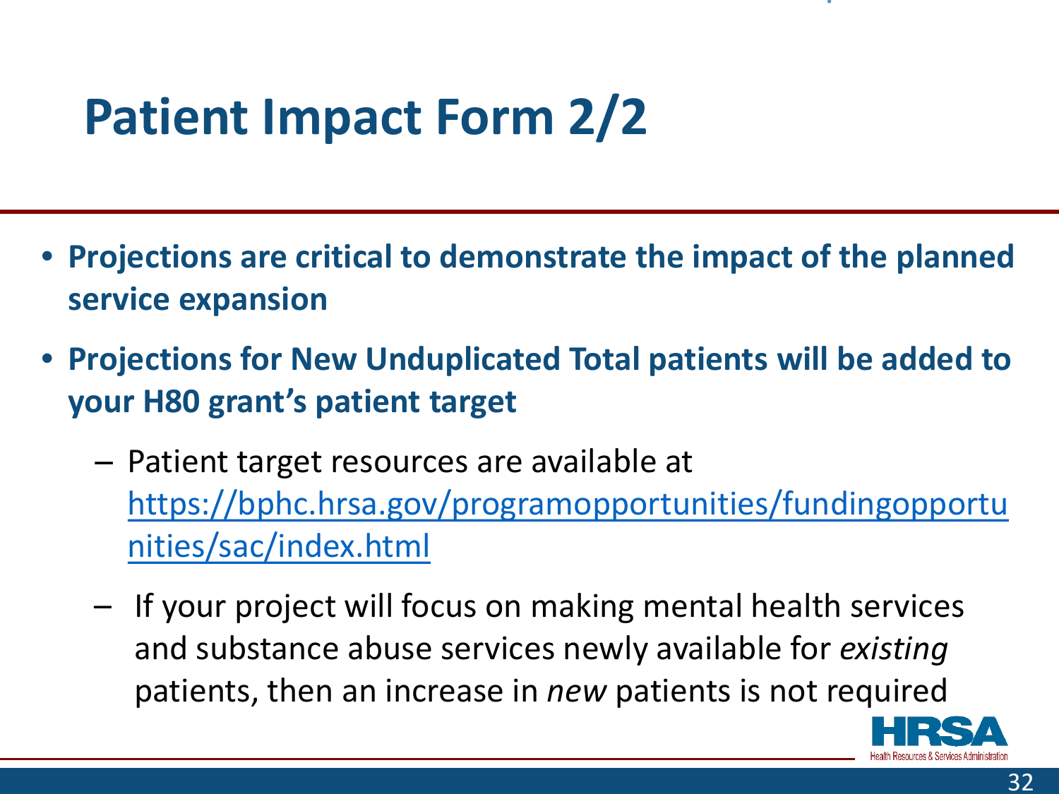# Patient Impact Form 2/2

- **Projections are critical to demonstrate the impact of the planned service expansion**
- **Projections for New Unduplicated Total patients will be added to your H80 grant's patient target**
  - Patient target resources are available at [https://bphc.hrsa.gov/programopportunities/fundingopportunities/sac/index.html](https://bphc.hrsa.gov/programopportunities/fundingopportunities/sac/index.html)
  - If your project will focus on making mental health services and substance abuse services newly available for *existing* patients, then an increase in *new* patients is not required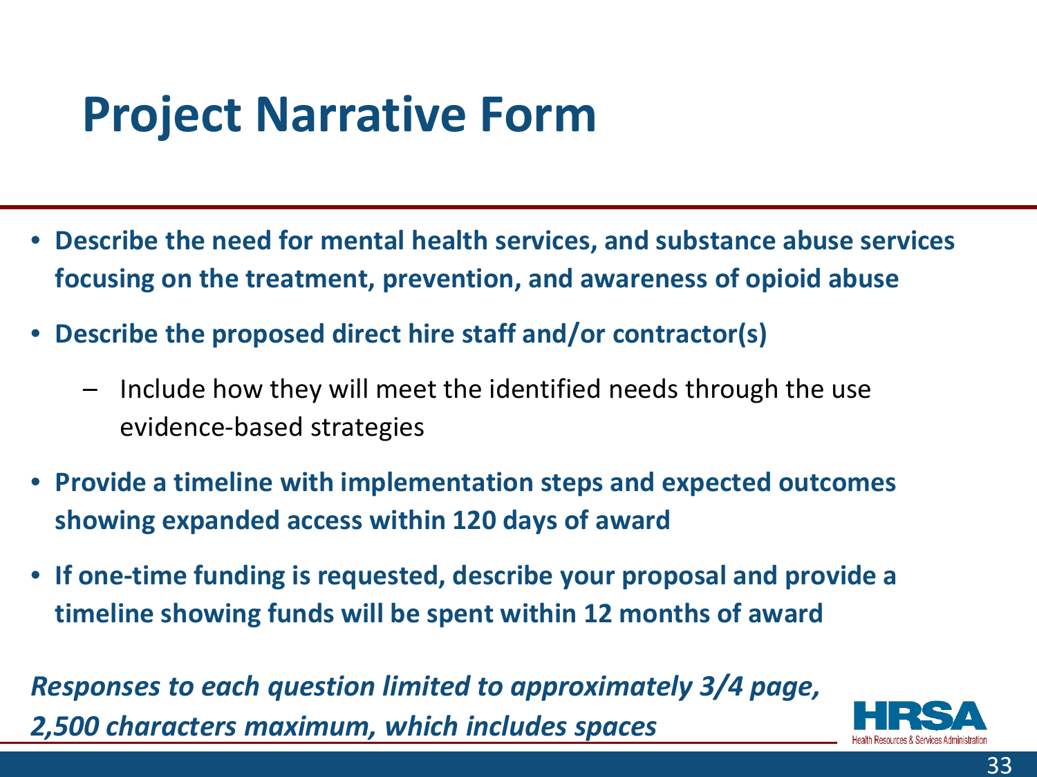# Project Narrative Form

- **Describe the need for mental health services, and substance abuse services focusing on the treatment, prevention, and awareness of opioid abuse**
- **Describe the proposed direct hire staff and/or contractor(s)**
  - Include how they will meet the identified needs through the use evidence-based strategies
- **Provide a timeline with implementation steps and expected outcomes showing expanded access within 120 days of award**
- **If one-time funding is requested, describe your proposal and provide a timeline showing funds will be spent within 12 months of award**

***Responses to each question limited to approximately 3/4 page, 2,500 characters maximum, which includes spaces***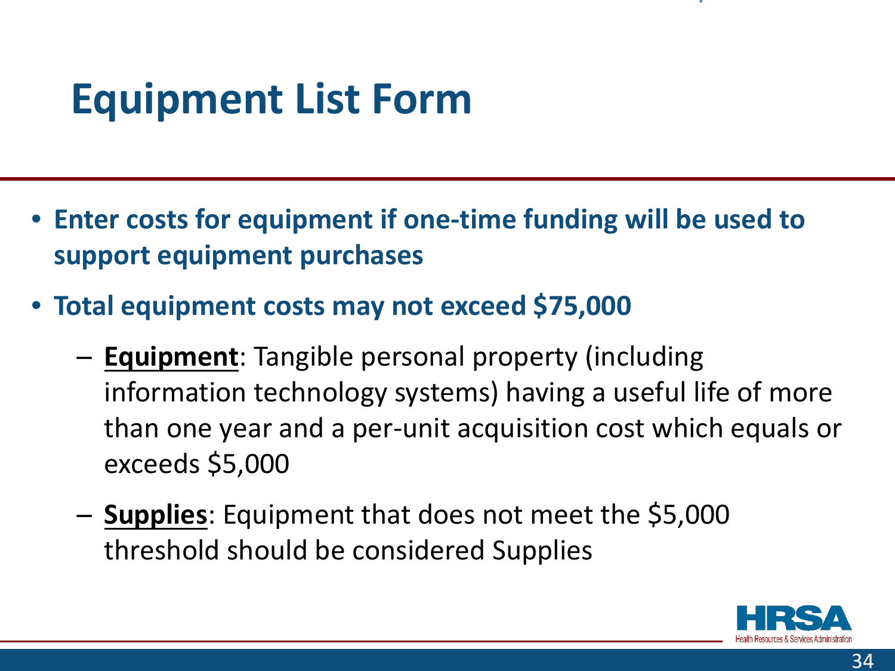# Equipment List Form

- **Enter costs for equipment if one-time funding will be used to support equipment purchases**
- **Total equipment costs may not exceed $75,000**
  - **<u>Equipment</u>**: Tangible personal property (including information technology systems) having a useful life of more than one year and a per-unit acquisition cost which equals or exceeds $5,000
  - **<u>Supplies</u>**: Equipment that does not meet the $5,000 threshold should be considered Supplies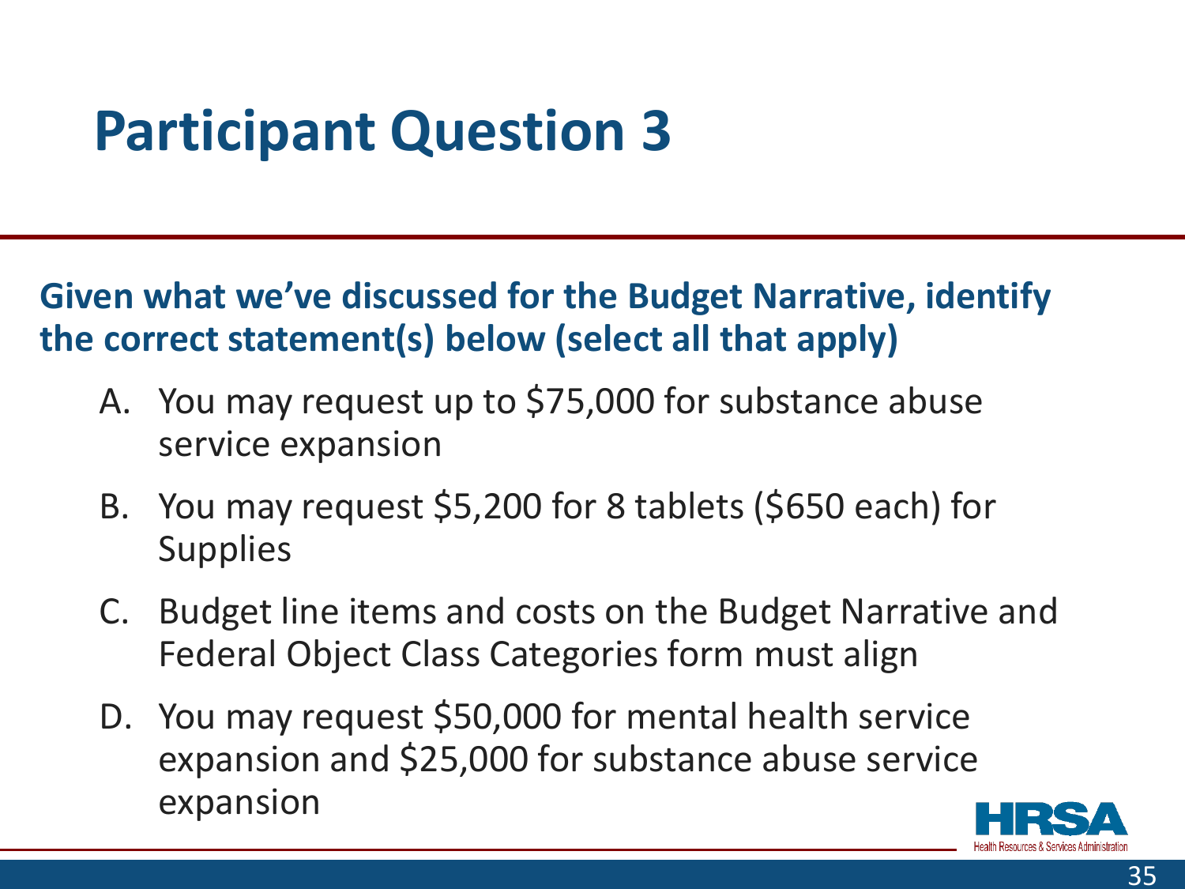# Participant Question 3

**Given what we've discussed for the Budget Narrative, identify the correct statement(s) below (select all that apply)**

A. You may request up to $75,000 for substance abuse service expansion

B. You may request $5,200 for 8 tablets ($650 each) for Supplies

C. Budget line items and costs on the Budget Narrative and Federal Object Class Categories form must align

D. You may request $50,000 for mental health service expansion and $25,000 for substance abuse service expansion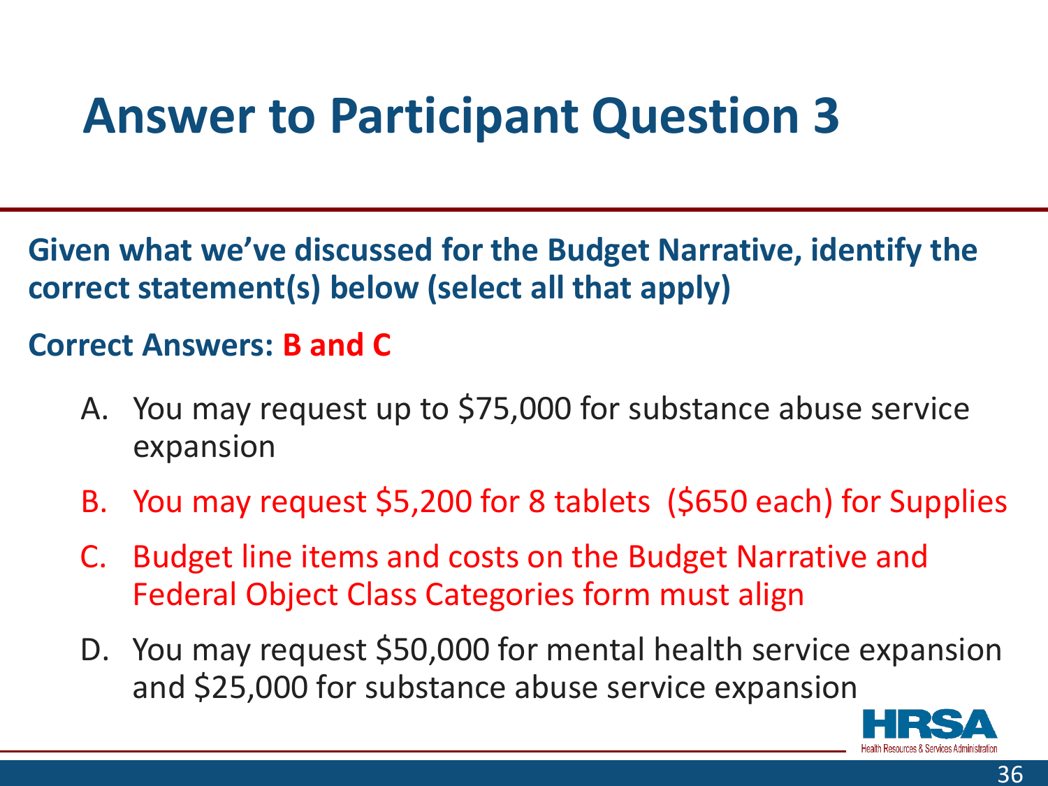# Answer to Participant Question 3

**Given what we've discussed for the Budget Narrative, identify the correct statement(s) below (select all that apply)**

**Correct Answers: B and C**

A. You may request up to $75,000 for substance abuse service expansion

B. You may request $5,200 for 8 tablets ($650 each) for Supplies

C. Budget line items and costs on the Budget Narrative and Federal Object Class Categories form must align

D. You may request $50,000 for mental health service expansion and $25,000 for substance abuse service expansion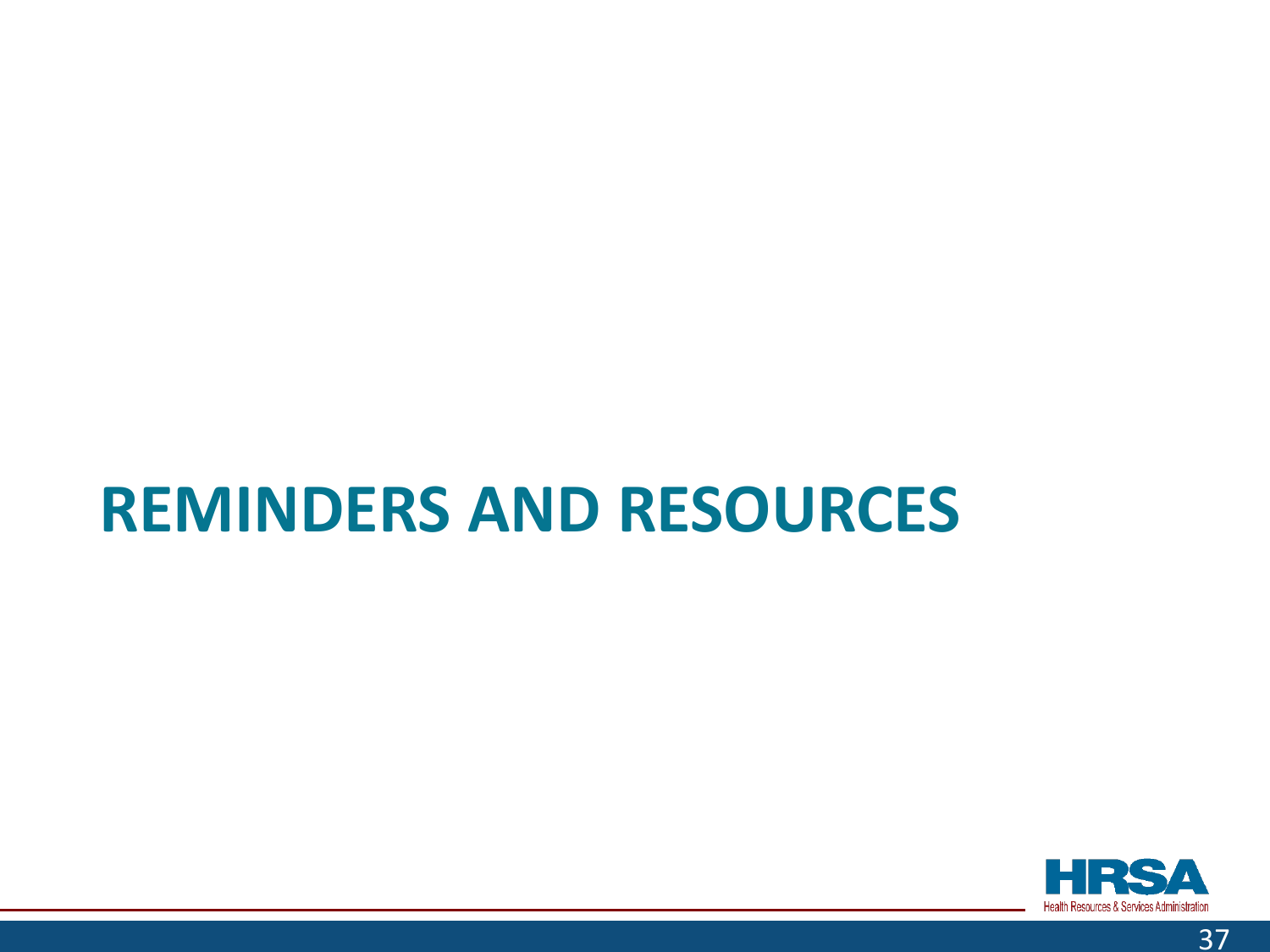# REMINDERS AND RESOURCES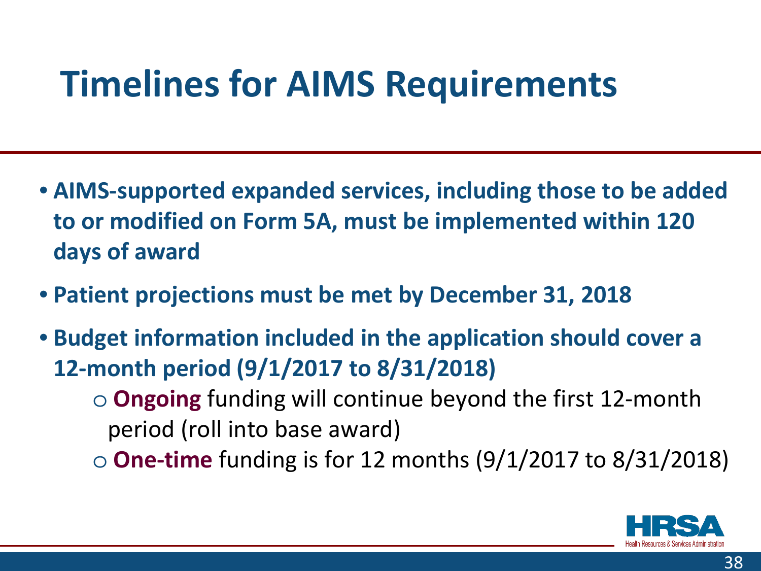# Timelines for AIMS Requirements

- **AIMS-supported expanded services, including those to be added to or modified on Form 5A, must be implemented within 120 days of award**
- **Patient projections must be met by December 31, 2018**
- **Budget information included in the application should cover a 12-month period (9/1/2017 to 8/31/2018)**
  - **Ongoing** funding will continue beyond the first 12-month period (roll into base award)
  - **One-time** funding is for 12 months (9/1/2017 to 8/31/2018)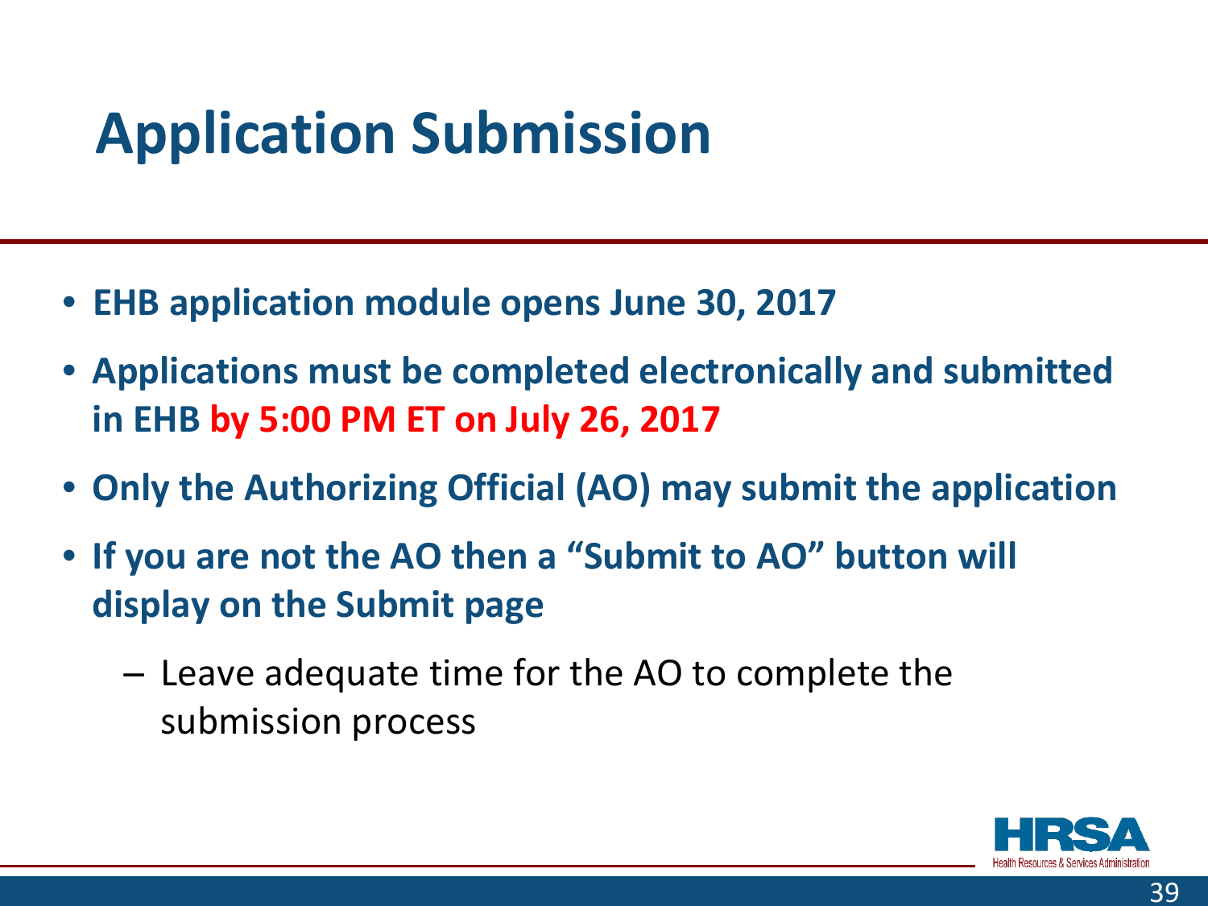# Application Submission

- **EHB application module opens June 30, 2017**
- **Applications must be completed electronically and submitted in EHB by 5:00 PM ET on July 26, 2017**
- **Only the Authorizing Official (AO) may submit the application**
- **If you are not the AO then a "Submit to AO" button will display on the Submit page**
  - Leave adequate time for the AO to complete the submission process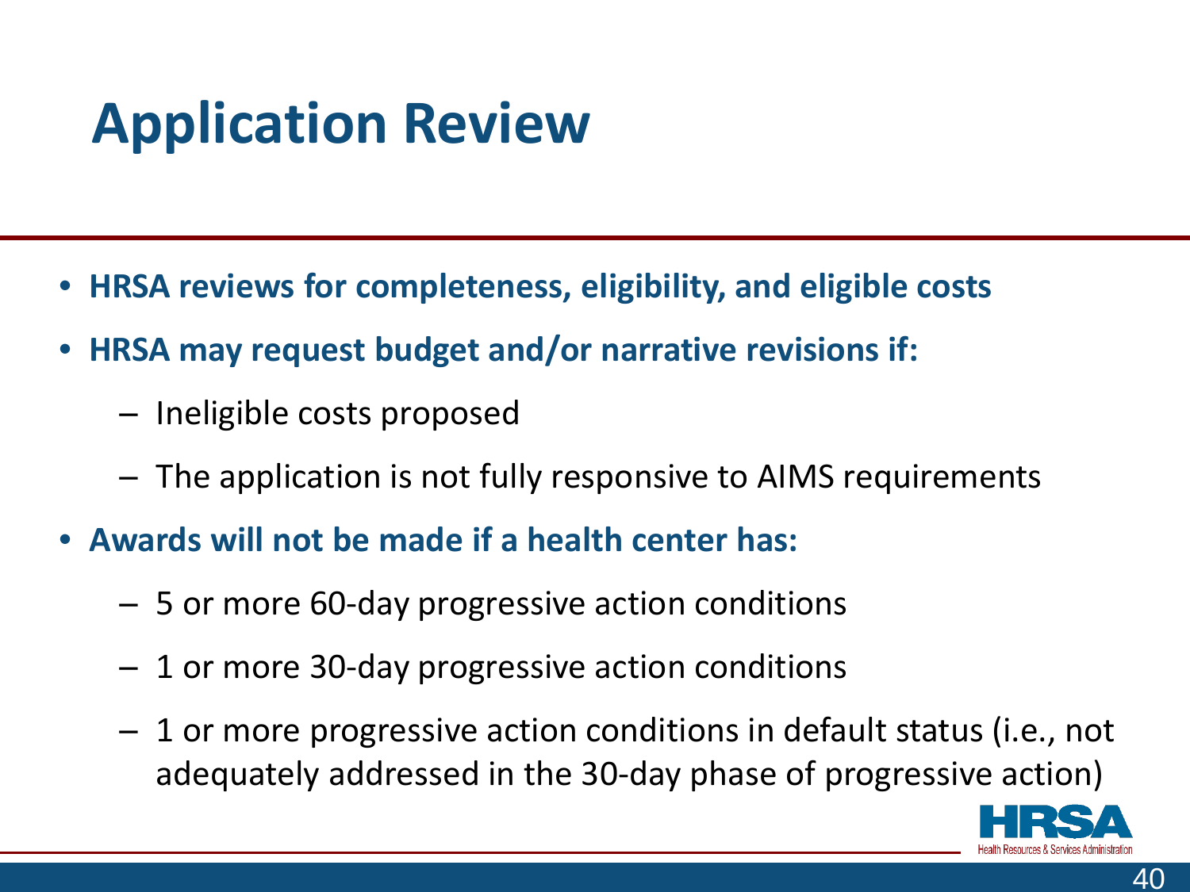# Application Review

- **HRSA reviews for completeness, eligibility, and eligible costs**
- **HRSA may request budget and/or narrative revisions if:**
  - Ineligible costs proposed
  - The application is not fully responsive to AIMS requirements
- **Awards will not be made if a health center has:**
  - 5 or more 60-day progressive action conditions
  - 1 or more 30-day progressive action conditions
  - 1 or more progressive action conditions in default status (i.e., not adequately addressed in the 30-day phase of progressive action)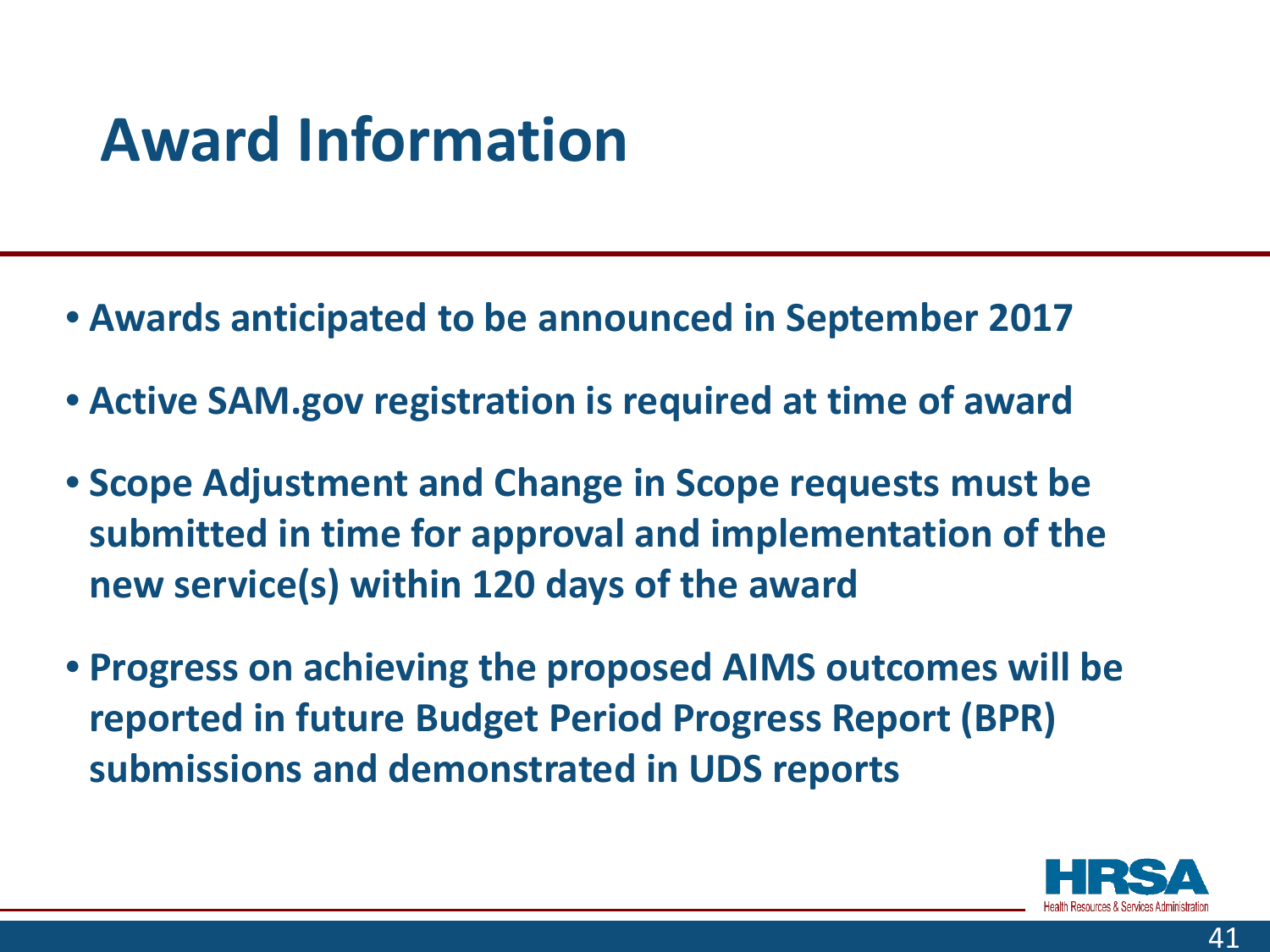# Award Information

- Awards anticipated to be announced in September 2017
- Active SAM.gov registration is required at time of award
- Scope Adjustment and Change in Scope requests must be submitted in time for approval and implementation of the new service(s) within 120 days of the award
- Progress on achieving the proposed AIMS outcomes will be reported in future Budget Period Progress Report (BPR) submissions and demonstrated in UDS reports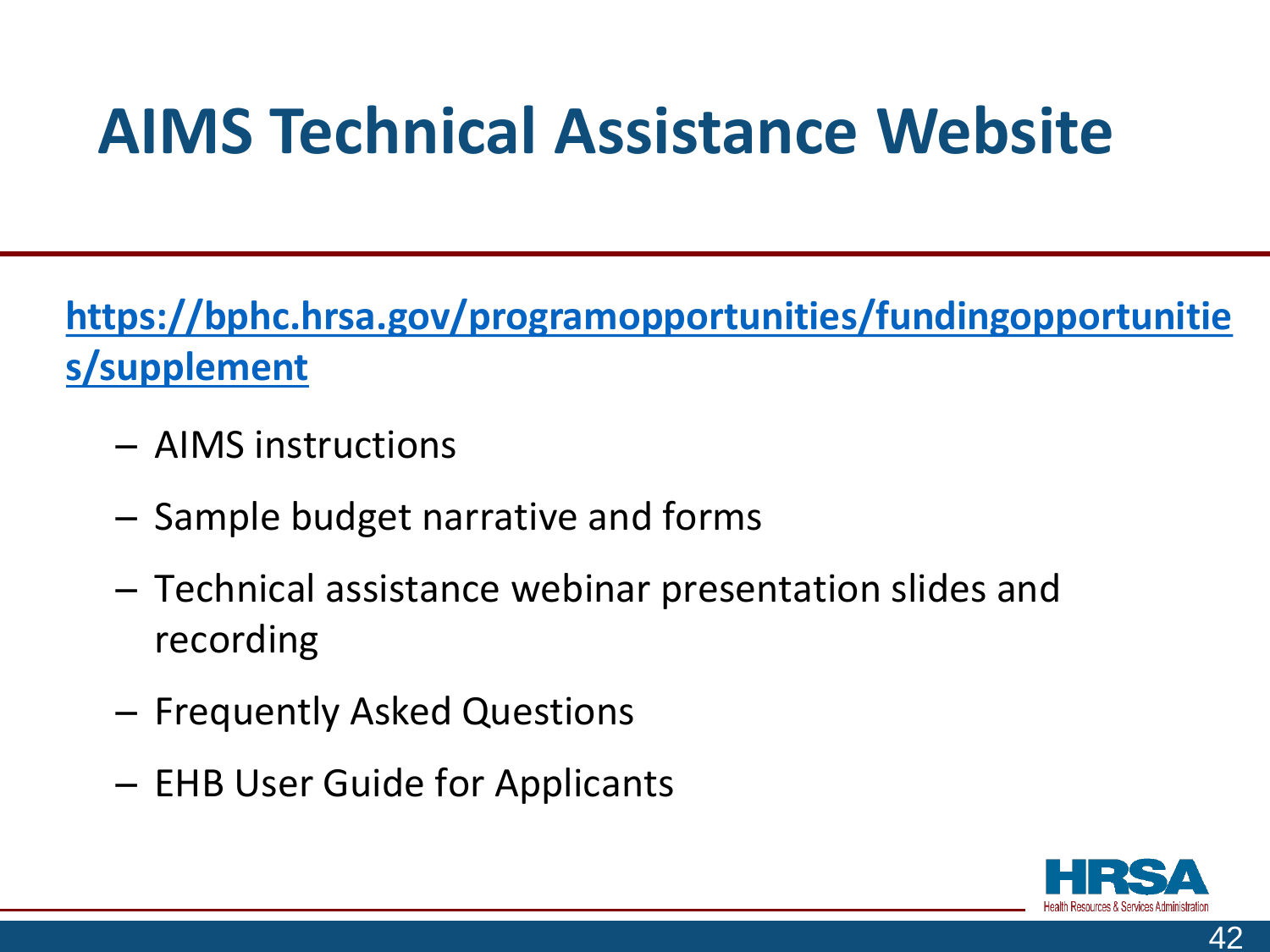# AIMS Technical Assistance Website

**https://bphc.hrsa.gov/programopportunities/fundingopportunities/supplement**

- AIMS instructions
- Sample budget narrative and forms
- Technical assistance webinar presentation slides and recording
- Frequently Asked Questions
- EHB User Guide for Applicants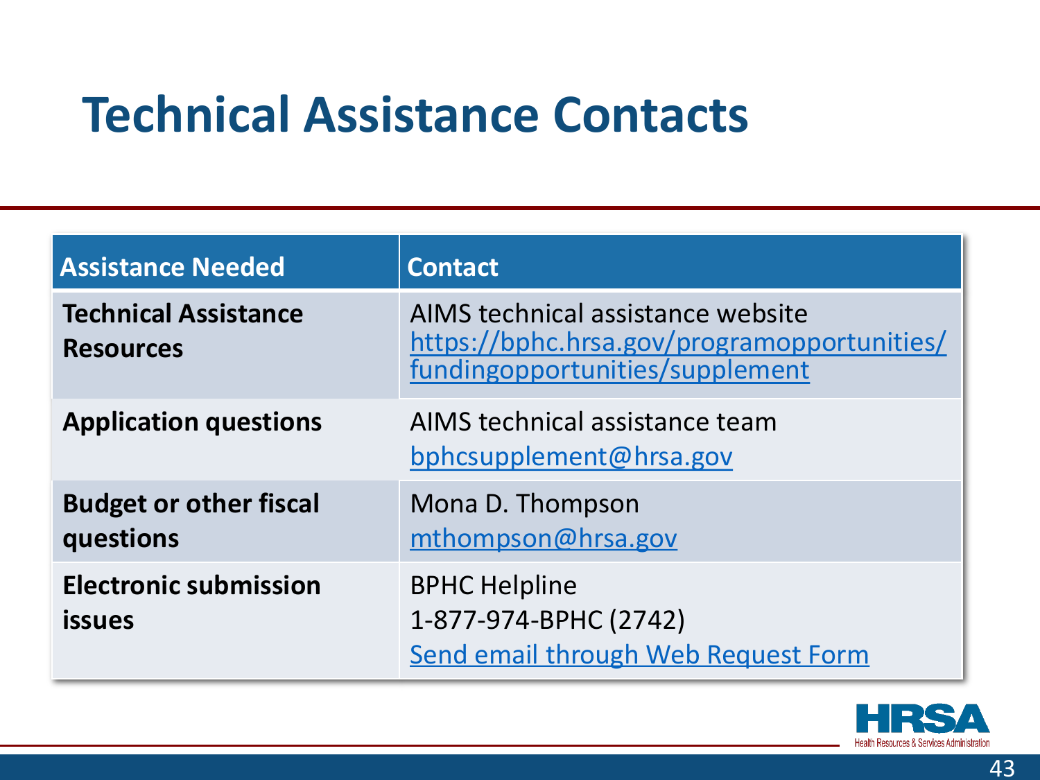# Technical Assistance Contacts

| Assistance Needed | Contact |
| --- | --- |
| **Technical Assistance Resources** | AIMS technical assistance website https://bphc.hrsa.gov/programopportunities/fundingopportunities/supplement |
| **Application questions** | AIMS technical assistance team bphcsupplement@hrsa.gov |
| **Budget or other fiscal questions** | Mona D. Thompson mthompson@hrsa.gov |
| **Electronic submission issues** | BPHC Helpline 1-877-974-BPHC (2742) Send email through Web Request Form |